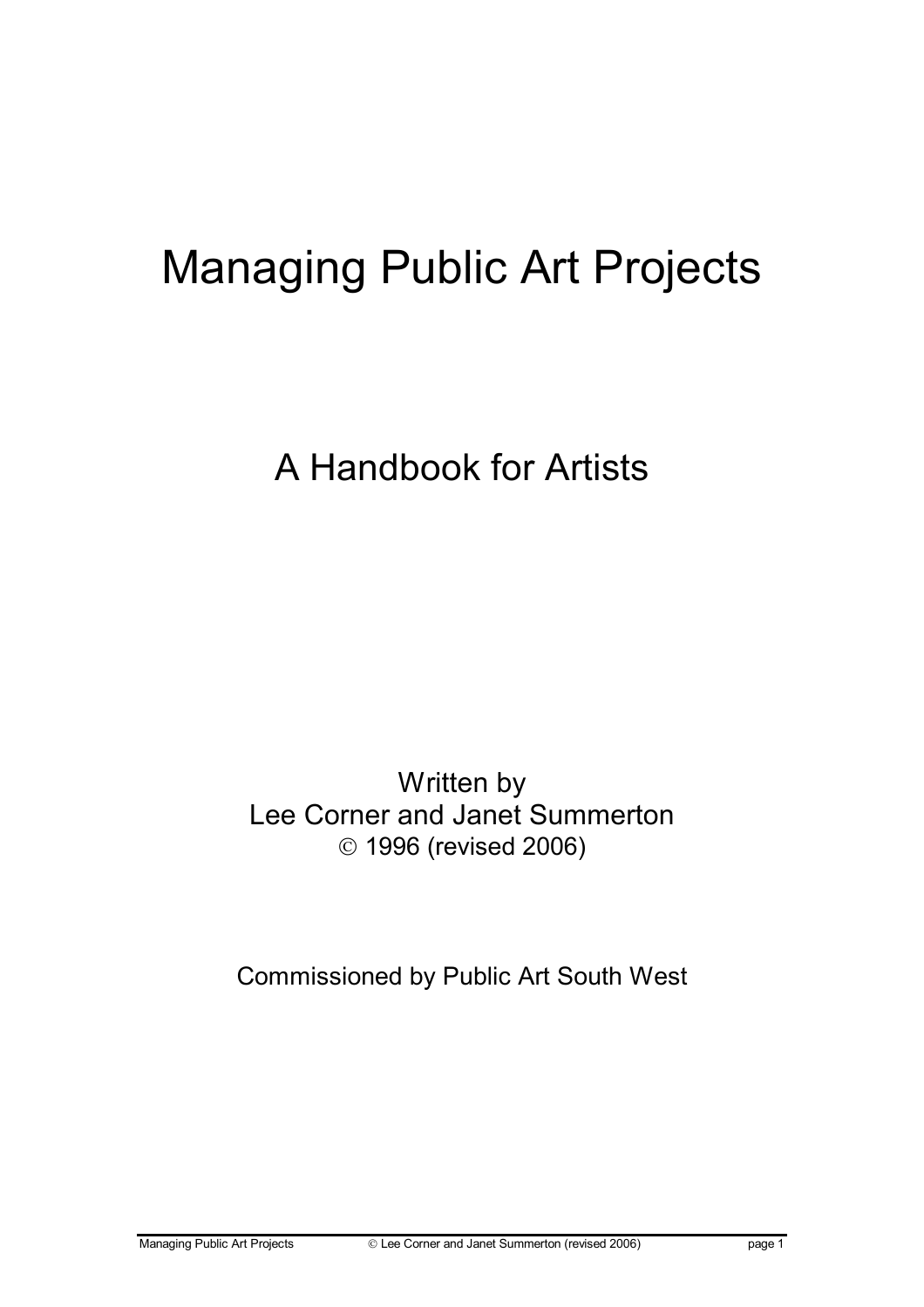# Managing Public Art Projects

## A Handbook for Artists

Written by
Lee Corner and Janet Summerton
© 1996 (revised 2006)

Commissioned by Public Art South West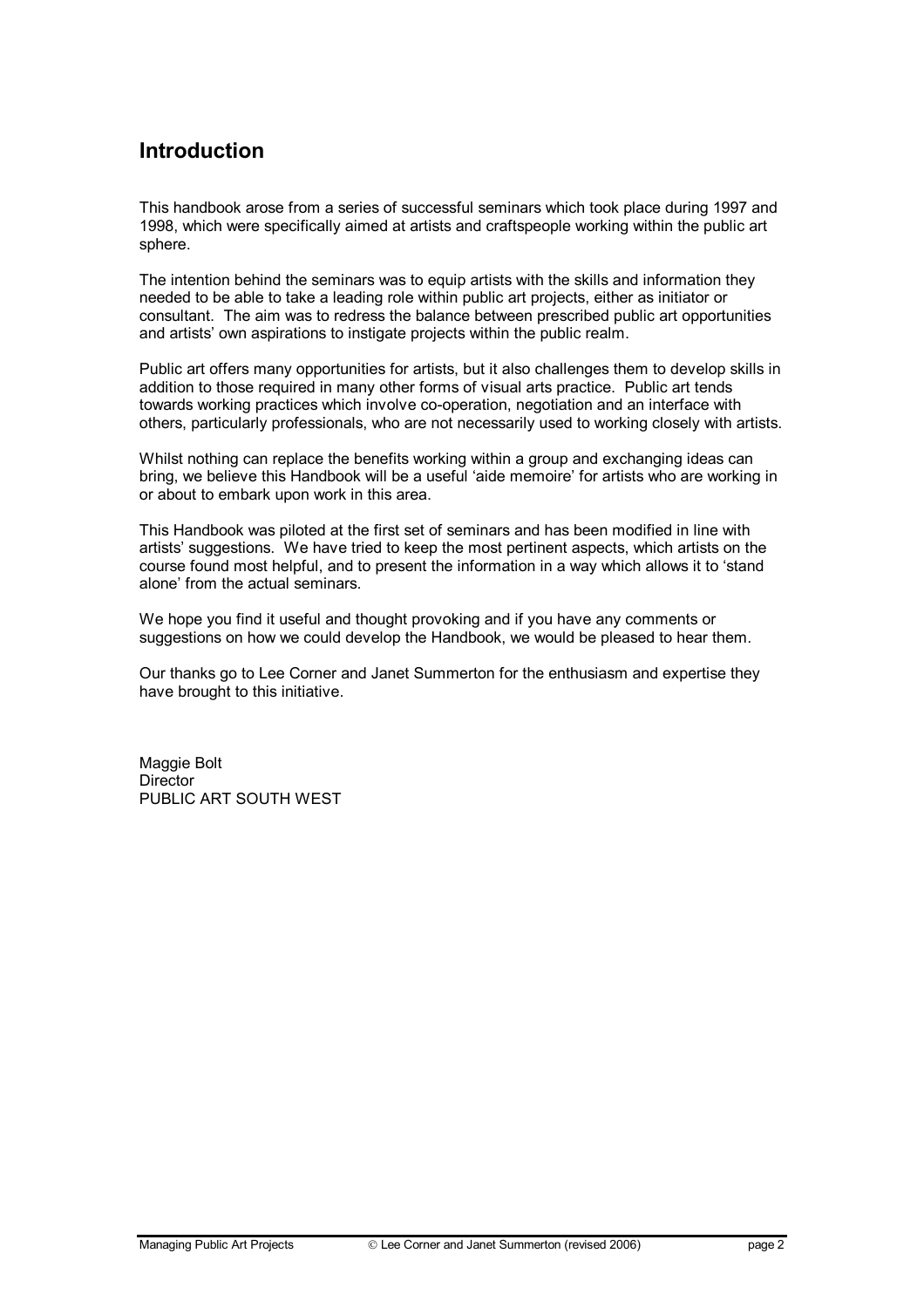## Introduction

This handbook arose from a series of successful seminars which took place during 1997 and 1998, which were specifically aimed at artists and craftspeople working within the public art sphere.

The intention behind the seminars was to equip artists with the skills and information they needed to be able to take a leading role within public art projects, either as initiator or consultant. The aim was to redress the balance between prescribed public art opportunities and artists' own aspirations to instigate projects within the public realm.

Public art offers many opportunities for artists, but it also challenges them to develop skills in addition to those required in many other forms of visual arts practice. Public art tends towards working practices which involve co-operation, negotiation and an interface with others, particularly professionals, who are not necessarily used to working closely with artists.

Whilst nothing can replace the benefits working within a group and exchanging ideas can bring, we believe this Handbook will be a useful 'aide memoire' for artists who are working in or about to embark upon work in this area.

This Handbook was piloted at the first set of seminars and has been modified in line with artists' suggestions. We have tried to keep the most pertinent aspects, which artists on the course found most helpful, and to present the information in a way which allows it to 'stand alone' from the actual seminars.

We hope you find it useful and thought provoking and if you have any comments or suggestions on how we could develop the Handbook, we would be pleased to hear them.

Our thanks go to Lee Corner and Janet Summerton for the enthusiasm and expertise they have brought to this initiative.

Maggie Bolt
Director
PUBLIC ART SOUTH WEST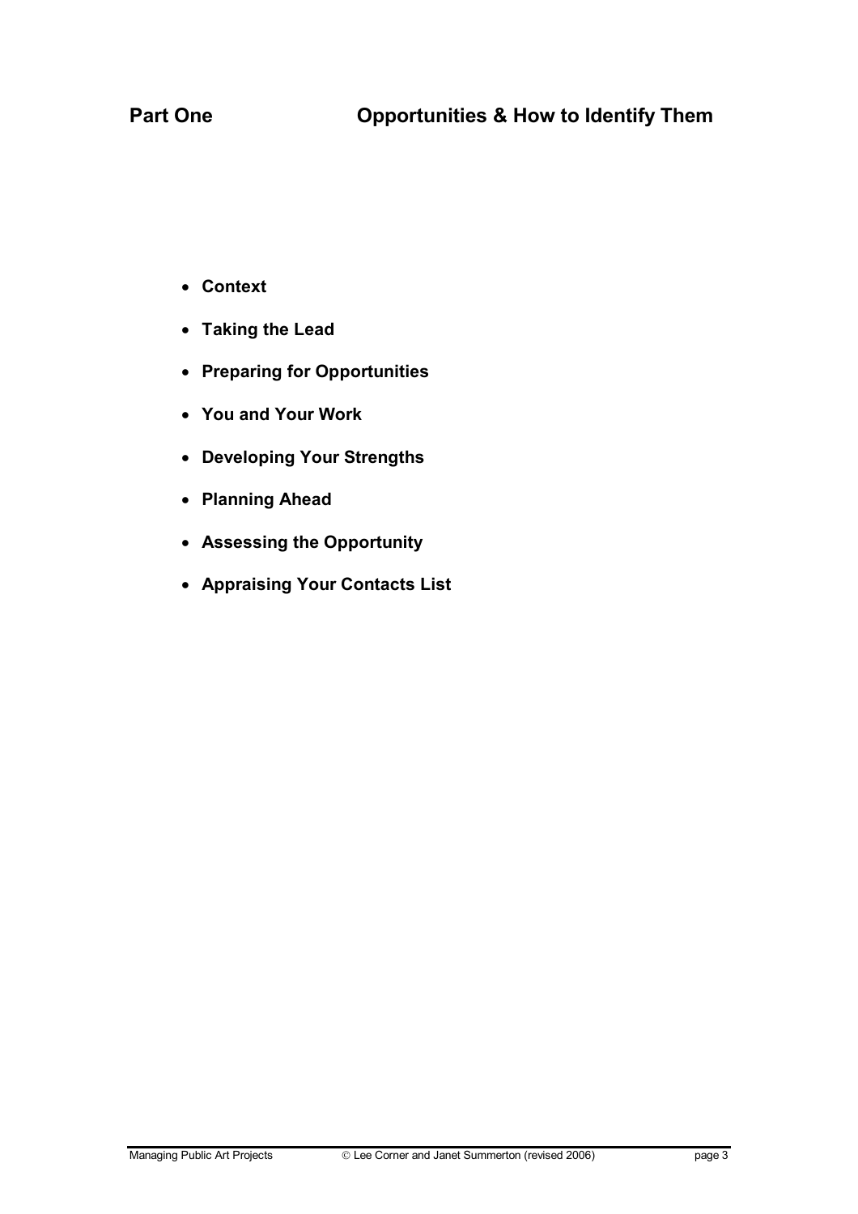# Part One — Opportunities & How to Identify Them

- **Context**
- **Taking the Lead**
- **Preparing for Opportunities**
- **You and Your Work**
- **Developing Your Strengths**
- **Planning Ahead**
- **Assessing the Opportunity**
- **Appraising Your Contacts List**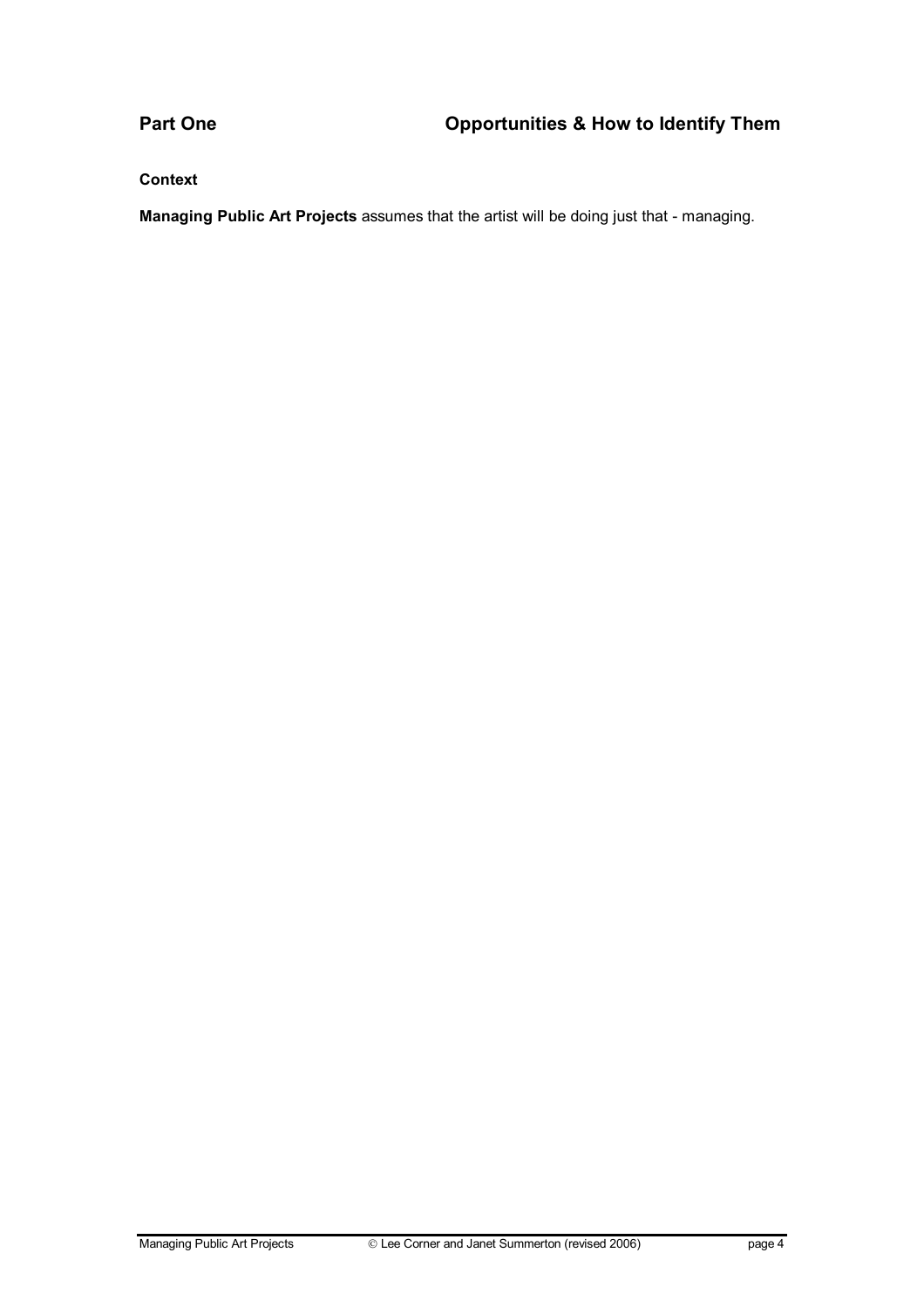## Part One — Opportunities & How to Identify Them

### Context

**Managing Public Art Projects** assumes that the artist will be doing just that - managing.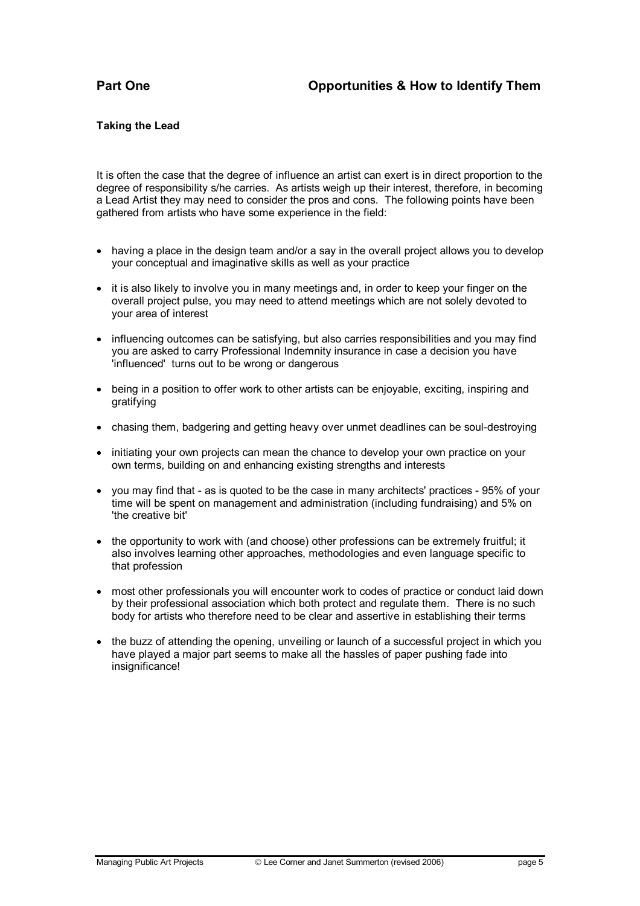## Part One — Opportunities & How to Identify Them

### Taking the Lead

It is often the case that the degree of influence an artist can exert is in direct proportion to the degree of responsibility s/he carries. As artists weigh up their interest, therefore, in becoming a Lead Artist they may need to consider the pros and cons. The following points have been gathered from artists who have some experience in the field:

- having a place in the design team and/or a say in the overall project allows you to develop your conceptual and imaginative skills as well as your practice
- it is also likely to involve you in many meetings and, in order to keep your finger on the overall project pulse, you may need to attend meetings which are not solely devoted to your area of interest
- influencing outcomes can be satisfying, but also carries responsibilities and you may find you are asked to carry Professional Indemnity insurance in case a decision you have 'influenced' turns out to be wrong or dangerous
- being in a position to offer work to other artists can be enjoyable, exciting, inspiring and gratifying
- chasing them, badgering and getting heavy over unmet deadlines can be soul-destroying
- initiating your own projects can mean the chance to develop your own practice on your own terms, building on and enhancing existing strengths and interests
- you may find that - as is quoted to be the case in many architects' practices - 95% of your time will be spent on management and administration (including fundraising) and 5% on 'the creative bit'
- the opportunity to work with (and choose) other professions can be extremely fruitful; it also involves learning other approaches, methodologies and even language specific to that profession
- most other professionals you will encounter work to codes of practice or conduct laid down by their professional association which both protect and regulate them. There is no such body for artists who therefore need to be clear and assertive in establishing their terms
- the buzz of attending the opening, unveiling or launch of a successful project in which you have played a major part seems to make all the hassles of paper pushing fade into insignificance!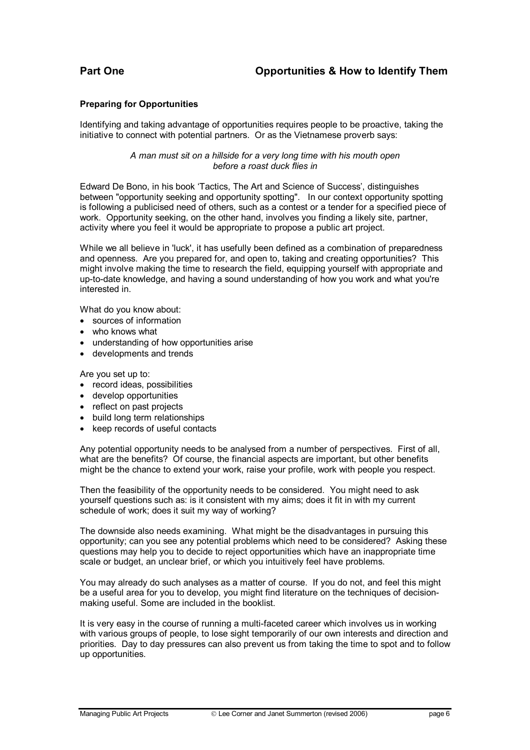## Part One — Opportunities & How to Identify Them

### Preparing for Opportunities

Identifying and taking advantage of opportunities requires people to be proactive, taking the initiative to connect with potential partners. Or as the Vietnamese proverb says:

*A man must sit on a hillside for a very long time with his mouth open before a roast duck flies in*

Edward De Bono, in his book 'Tactics, The Art and Science of Success', distinguishes between "opportunity seeking and opportunity spotting". In our context opportunity spotting is following a publicised need of others, such as a contest or a tender for a specified piece of work. Opportunity seeking, on the other hand, involves you finding a likely site, partner, activity where you feel it would be appropriate to propose a public art project.

While we all believe in 'luck', it has usefully been defined as a combination of preparedness and openness. Are you prepared for, and open to, taking and creating opportunities? This might involve making the time to research the field, equipping yourself with appropriate and up-to-date knowledge, and having a sound understanding of how you work and what you're interested in.

What do you know about:

- sources of information
- who knows what
- understanding of how opportunities arise
- developments and trends

Are you set up to:

- record ideas, possibilities
- develop opportunities
- reflect on past projects
- build long term relationships
- keep records of useful contacts

Any potential opportunity needs to be analysed from a number of perspectives. First of all, what are the benefits? Of course, the financial aspects are important, but other benefits might be the chance to extend your work, raise your profile, work with people you respect.

Then the feasibility of the opportunity needs to be considered. You might need to ask yourself questions such as: is it consistent with my aims; does it fit in with my current schedule of work; does it suit my way of working?

The downside also needs examining. What might be the disadvantages in pursuing this opportunity; can you see any potential problems which need to be considered? Asking these questions may help you to decide to reject opportunities which have an inappropriate time scale or budget, an unclear brief, or which you intuitively feel have problems.

You may already do such analyses as a matter of course. If you do not, and feel this might be a useful area for you to develop, you might find literature on the techniques of decision-making useful. Some are included in the booklist.

It is very easy in the course of running a multi-faceted career which involves us in working with various groups of people, to lose sight temporarily of our own interests and direction and priorities. Day to day pressures can also prevent us from taking the time to spot and to follow up opportunities.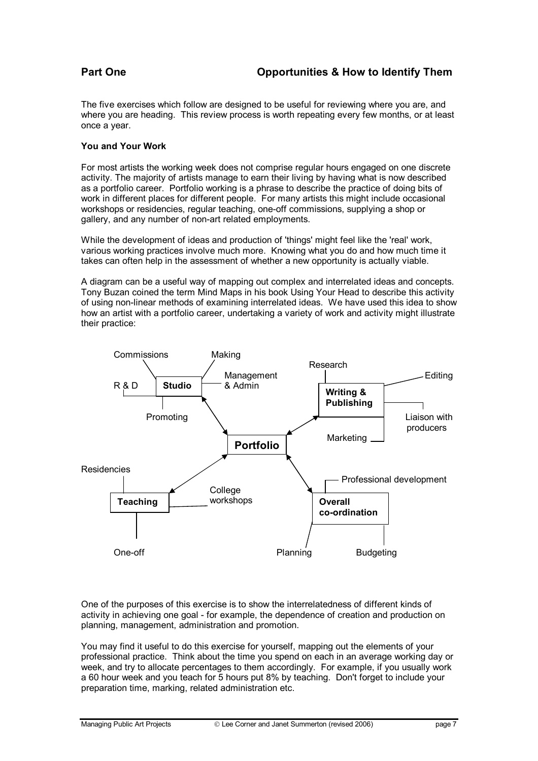## Part One — Opportunities & How to Identify Them

The five exercises which follow are designed to be useful for reviewing where you are, and where you are heading. This review process is worth repeating every few months, or at least once a year.

**You and Your Work**

For most artists the working week does not comprise regular hours engaged on one discrete activity. The majority of artists manage to earn their living by having what is now described as a portfolio career. Portfolio working is a phrase to describe the practice of doing bits of work in different places for different people. For many artists this might include occasional workshops or residencies, regular teaching, one-off commissions, supplying a shop or gallery, and any number of non-art related employments.

While the development of ideas and production of 'things' might feel like the 'real' work, various working practices involve much more. Knowing what you do and how much time it takes can often help in the assessment of whether a new opportunity is actually viable.

A diagram can be a useful way of mapping out complex and interrelated ideas and concepts. Tony Buzan coined the term Mind Maps in his book Using Your Head to describe this activity of using non-linear methods of examining interrelated ideas. We have used this idea to show how an artist with a portfolio career, undertaking a variety of work and activity might illustrate their practice:

- **Portfolio**
  - **Studio**
    - Commissions
    - Making
    - Management & Admin
    - R & D
    - Promoting
  - **Writing & Publishing**
    - Research
    - Editing
    - Liaison with producers
    - Marketing
  - **Teaching**
    - Residencies
    - College workshops
    - One-off
  - **Overall co-ordination**
    - Professional development
    - Planning
    - Budgeting

One of the purposes of this exercise is to show the interrelatedness of different kinds of activity in achieving one goal - for example, the dependence of creation and production on planning, management, administration and promotion.

You may find it useful to do this exercise for yourself, mapping out the elements of your professional practice. Think about the time you spend on each in an average working day or week, and try to allocate percentages to them accordingly. For example, if you usually work a 60 hour week and you teach for 5 hours put 8% by teaching. Don't forget to include your preparation time, marking, related administration etc.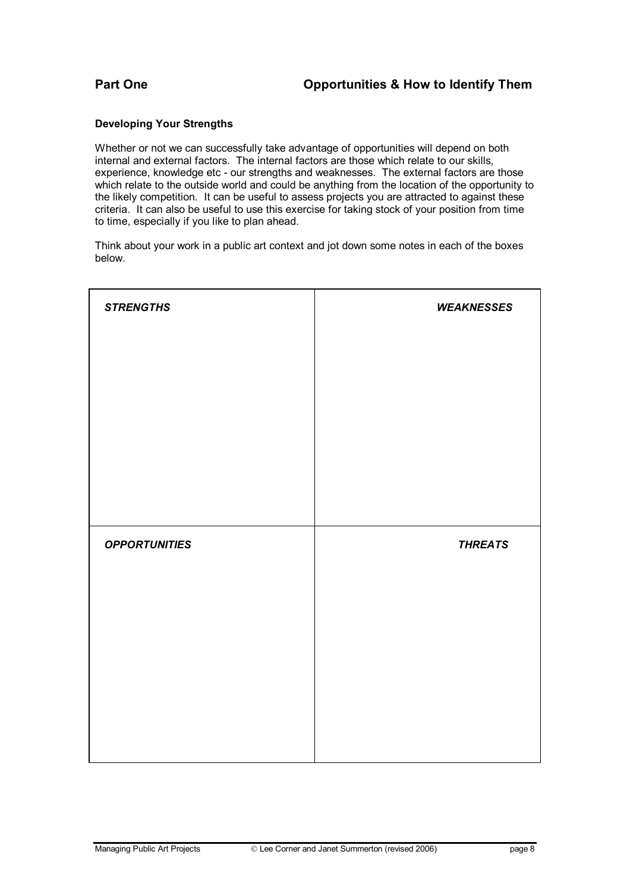## Part One — Opportunities & How to Identify Them

### Developing Your Strengths

Whether or not we can successfully take advantage of opportunities will depend on both internal and external factors. The internal factors are those which relate to our skills, experience, knowledge etc - our strengths and weaknesses. The external factors are those which relate to the outside world and could be anything from the location of the opportunity to the likely competition. It can be useful to assess projects you are attracted to against these criteria. It can also be useful to use this exercise for taking stock of your position from time to time, especially if you like to plan ahead.

Think about your work in a public art context and jot down some notes in each of the boxes below.

| ***STRENGTHS*** | ***WEAKNESSES*** |
| --- | --- |
| | |
| ***OPPORTUNITIES*** | ***THREATS*** |
| | |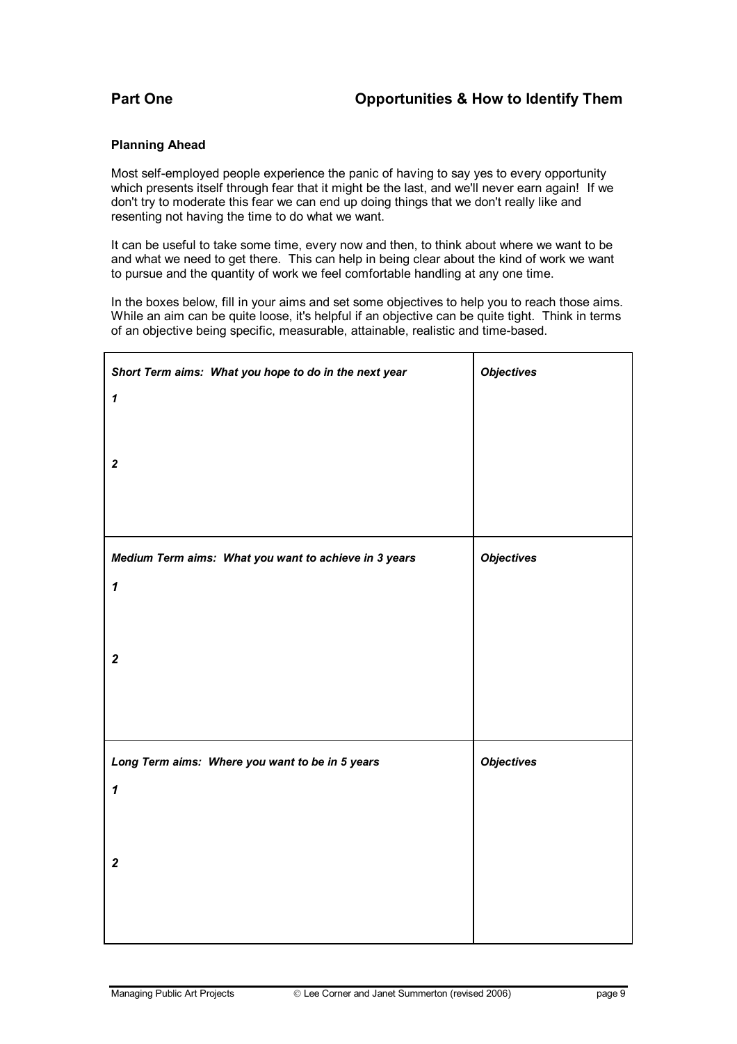## Part One — Opportunities & How to Identify Them

### Planning Ahead

Most self-employed people experience the panic of having to say yes to every opportunity which presents itself through fear that it might be the last, and we'll never earn again! If we don't try to moderate this fear we can end up doing things that we don't really like and resenting not having the time to do what we want.

It can be useful to take some time, every now and then, to think about where we want to be and what we need to get there. This can help in being clear about the kind of work we want to pursue and the quantity of work we feel comfortable handling at any one time.

In the boxes below, fill in your aims and set some objectives to help you to reach those aims. While an aim can be quite loose, it's helpful if an objective can be quite tight. Think in terms of an objective being specific, measurable, attainable, realistic and time-based.

| ***Short Term aims: What you hope to do in the next year*** | ***Objectives*** |
|---|---|
| ***1*** | |
| ***2*** | |
| ***Medium Term aims: What you want to achieve in 3 years*** | ***Objectives*** |
| ***1*** | |
| ***2*** | |
| ***Long Term aims: Where you want to be in 5 years*** | ***Objectives*** |
| ***1*** | |
| ***2*** | |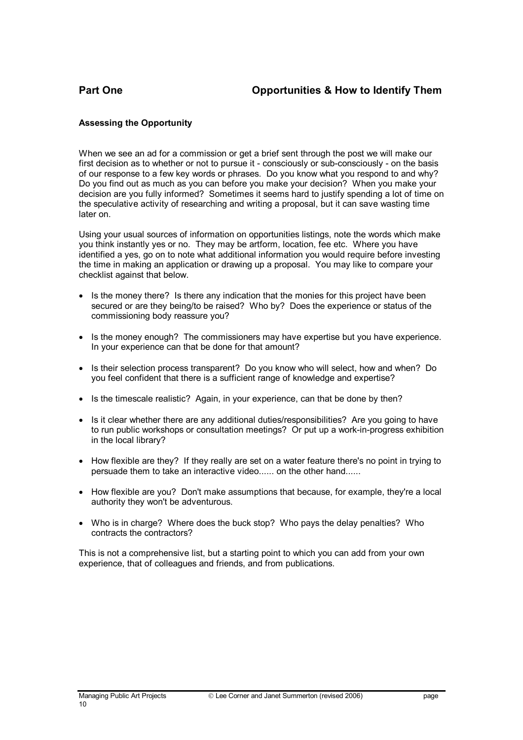**Part One** **Opportunities & How to Identify Them**

**Assessing the Opportunity**

When we see an ad for a commission or get a brief sent through the post we will make our first decision as to whether or not to pursue it - consciously or sub-consciously - on the basis of our response to a few key words or phrases. Do you know what you respond to and why? Do you find out as much as you can before you make your decision? When you make your decision are you fully informed? Sometimes it seems hard to justify spending a lot of time on the speculative activity of researching and writing a proposal, but it can save wasting time later on.

Using your usual sources of information on opportunities listings, note the words which make you think instantly yes or no. They may be artform, location, fee etc. Where you have identified a yes, go on to note what additional information you would require before investing the time in making an application or drawing up a proposal. You may like to compare your checklist against that below.

- Is the money there? Is there any indication that the monies for this project have been secured or are they being/to be raised? Who by? Does the experience or status of the commissioning body reassure you?
- Is the money enough? The commissioners may have expertise but you have experience. In your experience can that be done for that amount?
- Is their selection process transparent? Do you know who will select, how and when? Do you feel confident that there is a sufficient range of knowledge and expertise?
- Is the timescale realistic? Again, in your experience, can that be done by then?
- Is it clear whether there are any additional duties/responsibilities? Are you going to have to run public workshops or consultation meetings? Or put up a work-in-progress exhibition in the local library?
- How flexible are they? If they really are set on a water feature there's no point in trying to persuade them to take an interactive video...... on the other hand......
- How flexible are you? Don't make assumptions that because, for example, they're a local authority they won't be adventurous.
- Who is in charge? Where does the buck stop? Who pays the delay penalties? Who contracts the contractors?

This is not a comprehensive list, but a starting point to which you can add from your own experience, that of colleagues and friends, and from publications.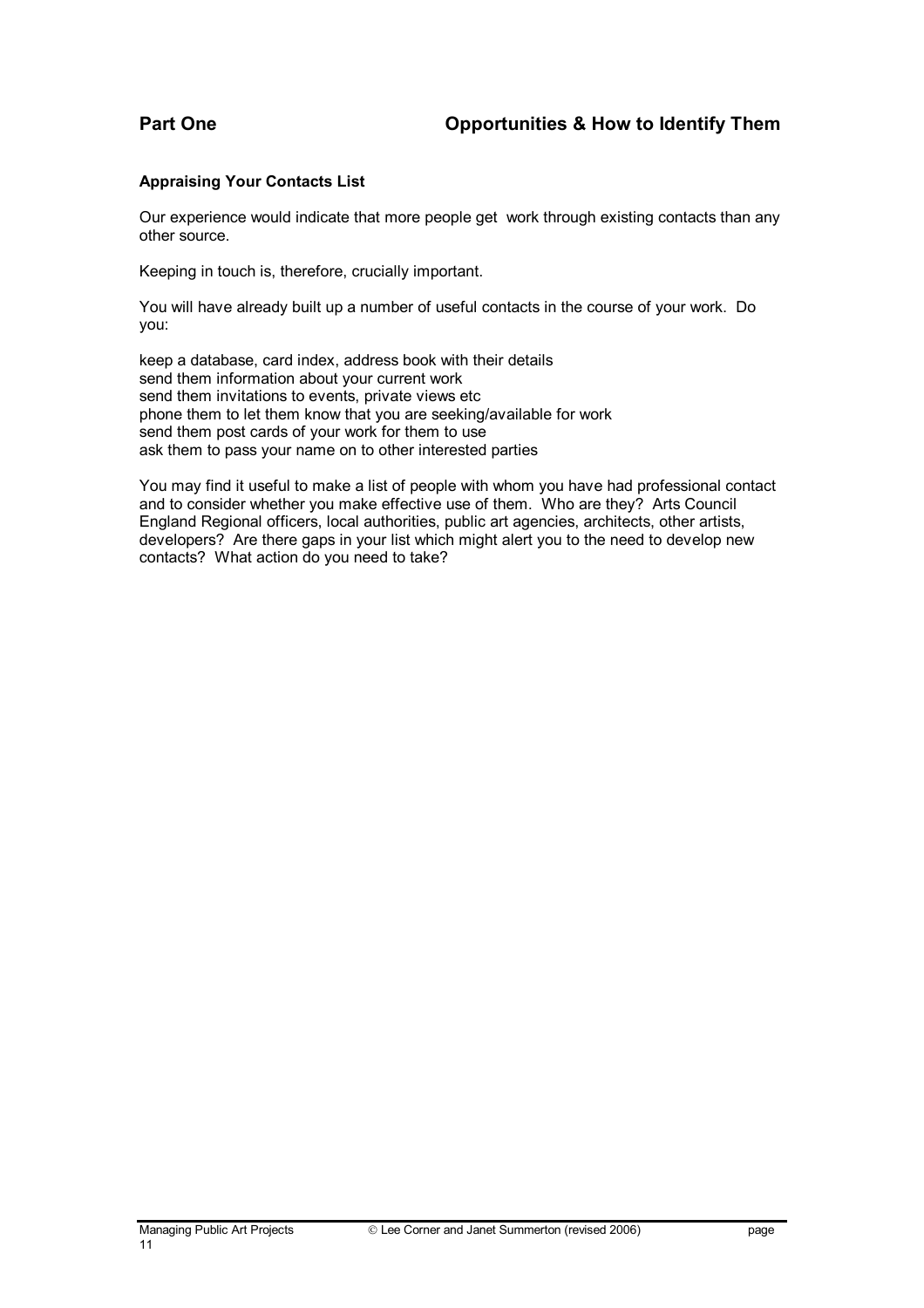**Part One Opportunities & How to Identify Them**

**Appraising Your Contacts List**

Our experience would indicate that more people get work through existing contacts than any other source.

Keeping in touch is, therefore, crucially important.

You will have already built up a number of useful contacts in the course of your work. Do you:

keep a database, card index, address book with their details
send them information about your current work
send them invitations to events, private views etc
phone them to let them know that you are seeking/available for work
send them post cards of your work for them to use
ask them to pass your name on to other interested parties

You may find it useful to make a list of people with whom you have had professional contact and to consider whether you make effective use of them. Who are they? Arts Council England Regional officers, local authorities, public art agencies, architects, other artists, developers? Are there gaps in your list which might alert you to the need to develop new contacts? What action do you need to take?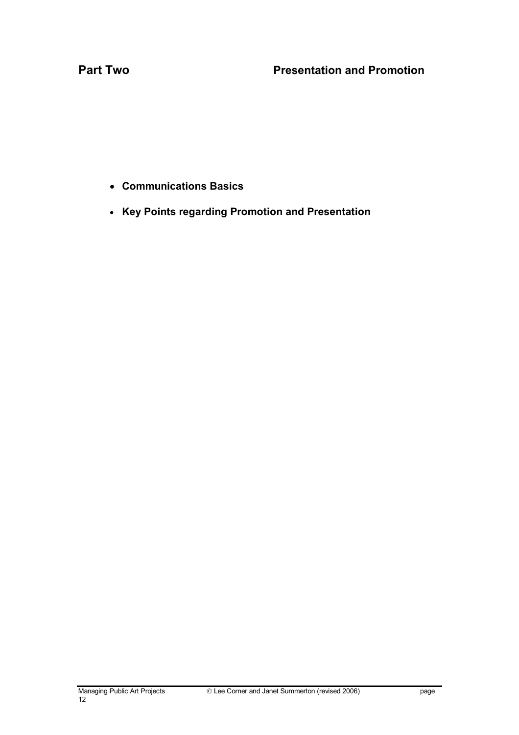# Part Two — Presentation and Promotion

- **Communications Basics**
- **Key Points regarding Promotion and Presentation**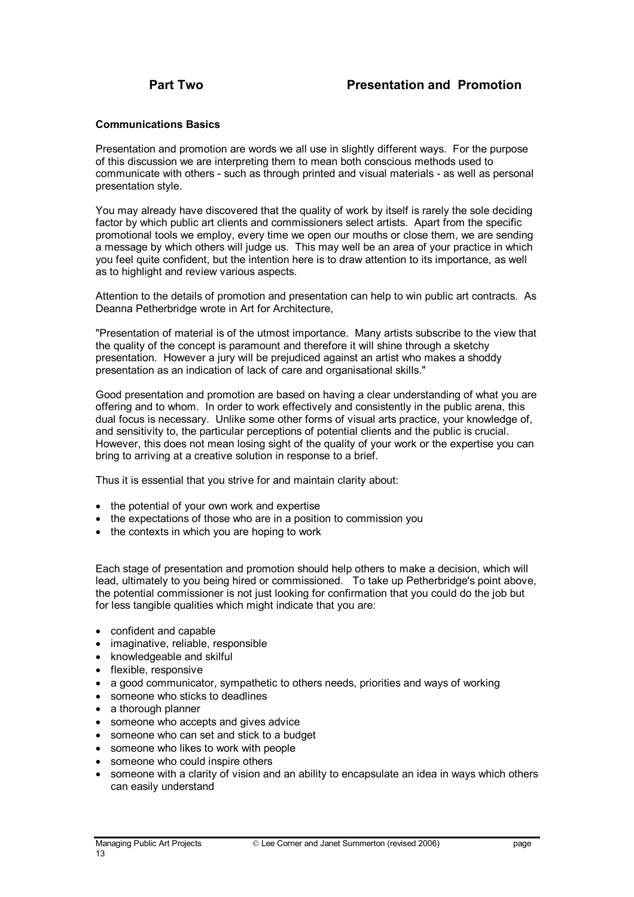## Part Two Presentation and Promotion

### Communications Basics

Presentation and promotion are words we all use in slightly different ways. For the purpose of this discussion we are interpreting them to mean both conscious methods used to communicate with others - such as through printed and visual materials - as well as personal presentation style.

You may already have discovered that the quality of work by itself is rarely the sole deciding factor by which public art clients and commissioners select artists. Apart from the specific promotional tools we employ, every time we open our mouths or close them, we are sending a message by which others will judge us. This may well be an area of your practice in which you feel quite confident, but the intention here is to draw attention to its importance, as well as to highlight and review various aspects.

Attention to the details of promotion and presentation can help to win public art contracts. As Deanna Petherbridge wrote in Art for Architecture,

"Presentation of material is of the utmost importance. Many artists subscribe to the view that the quality of the concept is paramount and therefore it will shine through a sketchy presentation. However a jury will be prejudiced against an artist who makes a shoddy presentation as an indication of lack of care and organisational skills."

Good presentation and promotion are based on having a clear understanding of what you are offering and to whom. In order to work effectively and consistently in the public arena, this dual focus is necessary. Unlike some other forms of visual arts practice, your knowledge of, and sensitivity to, the particular perceptions of potential clients and the public is crucial. However, this does not mean losing sight of the quality of your work or the expertise you can bring to arriving at a creative solution in response to a brief.

Thus it is essential that you strive for and maintain clarity about:

- the potential of your own work and expertise
- the expectations of those who are in a position to commission you
- the contexts in which you are hoping to work

Each stage of presentation and promotion should help others to make a decision, which will lead, ultimately to you being hired or commissioned. To take up Petherbridge's point above, the potential commissioner is not just looking for confirmation that you could do the job but for less tangible qualities which might indicate that you are:

- confident and capable
- imaginative, reliable, responsible
- knowledgeable and skilful
- flexible, responsive
- a good communicator, sympathetic to others needs, priorities and ways of working
- someone who sticks to deadlines
- a thorough planner
- someone who accepts and gives advice
- someone who can set and stick to a budget
- someone who likes to work with people
- someone who could inspire others
- someone with a clarity of vision and an ability to encapsulate an idea in ways which others can easily understand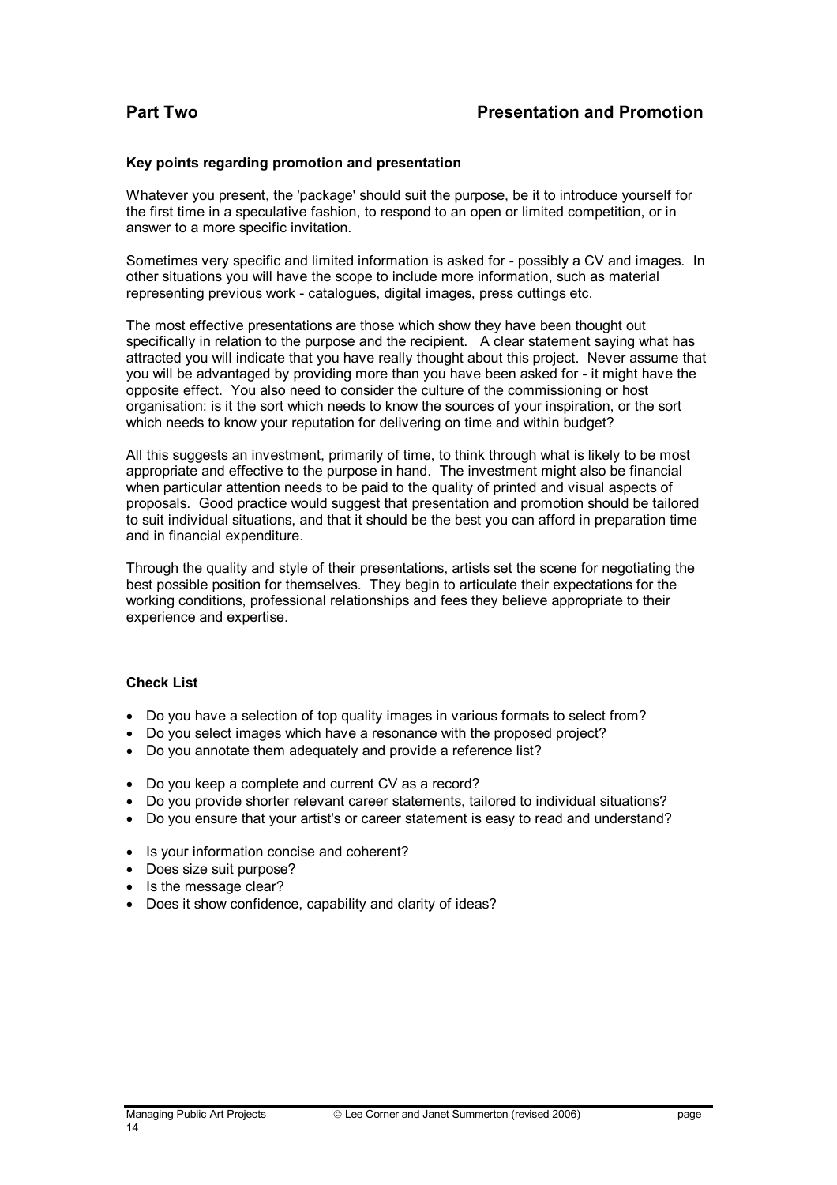## Part Two — Presentation and Promotion

**Key points regarding promotion and presentation**

Whatever you present, the 'package' should suit the purpose, be it to introduce yourself for the first time in a speculative fashion, to respond to an open or limited competition, or in answer to a more specific invitation.

Sometimes very specific and limited information is asked for - possibly a CV and images. In other situations you will have the scope to include more information, such as material representing previous work - catalogues, digital images, press cuttings etc.

The most effective presentations are those which show they have been thought out specifically in relation to the purpose and the recipient. A clear statement saying what has attracted you will indicate that you have really thought about this project. Never assume that you will be advantaged by providing more than you have been asked for - it might have the opposite effect. You also need to consider the culture of the commissioning or host organisation: is it the sort which needs to know the sources of your inspiration, or the sort which needs to know your reputation for delivering on time and within budget?

All this suggests an investment, primarily of time, to think through what is likely to be most appropriate and effective to the purpose in hand. The investment might also be financial when particular attention needs to be paid to the quality of printed and visual aspects of proposals. Good practice would suggest that presentation and promotion should be tailored to suit individual situations, and that it should be the best you can afford in preparation time and in financial expenditure.

Through the quality and style of their presentations, artists set the scene for negotiating the best possible position for themselves. They begin to articulate their expectations for the working conditions, professional relationships and fees they believe appropriate to their experience and expertise.

**Check List**

- Do you have a selection of top quality images in various formats to select from?
- Do you select images which have a resonance with the proposed project?
- Do you annotate them adequately and provide a reference list?

- Do you keep a complete and current CV as a record?
- Do you provide shorter relevant career statements, tailored to individual situations?
- Do you ensure that your artist's or career statement is easy to read and understand?

- Is your information concise and coherent?
- Does size suit purpose?
- Is the message clear?
- Does it show confidence, capability and clarity of ideas?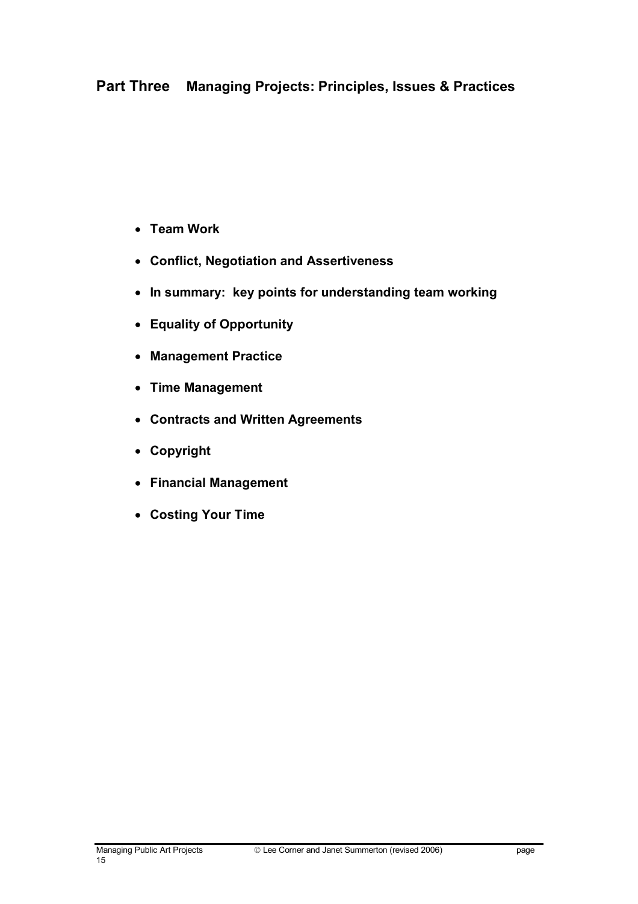## Part Three Managing Projects: Principles, Issues & Practices

- **Team Work**
- **Conflict, Negotiation and Assertiveness**
- **In summary: key points for understanding team working**
- **Equality of Opportunity**
- **Management Practice**
- **Time Management**
- **Contracts and Written Agreements**
- **Copyright**
- **Financial Management**
- **Costing Your Time**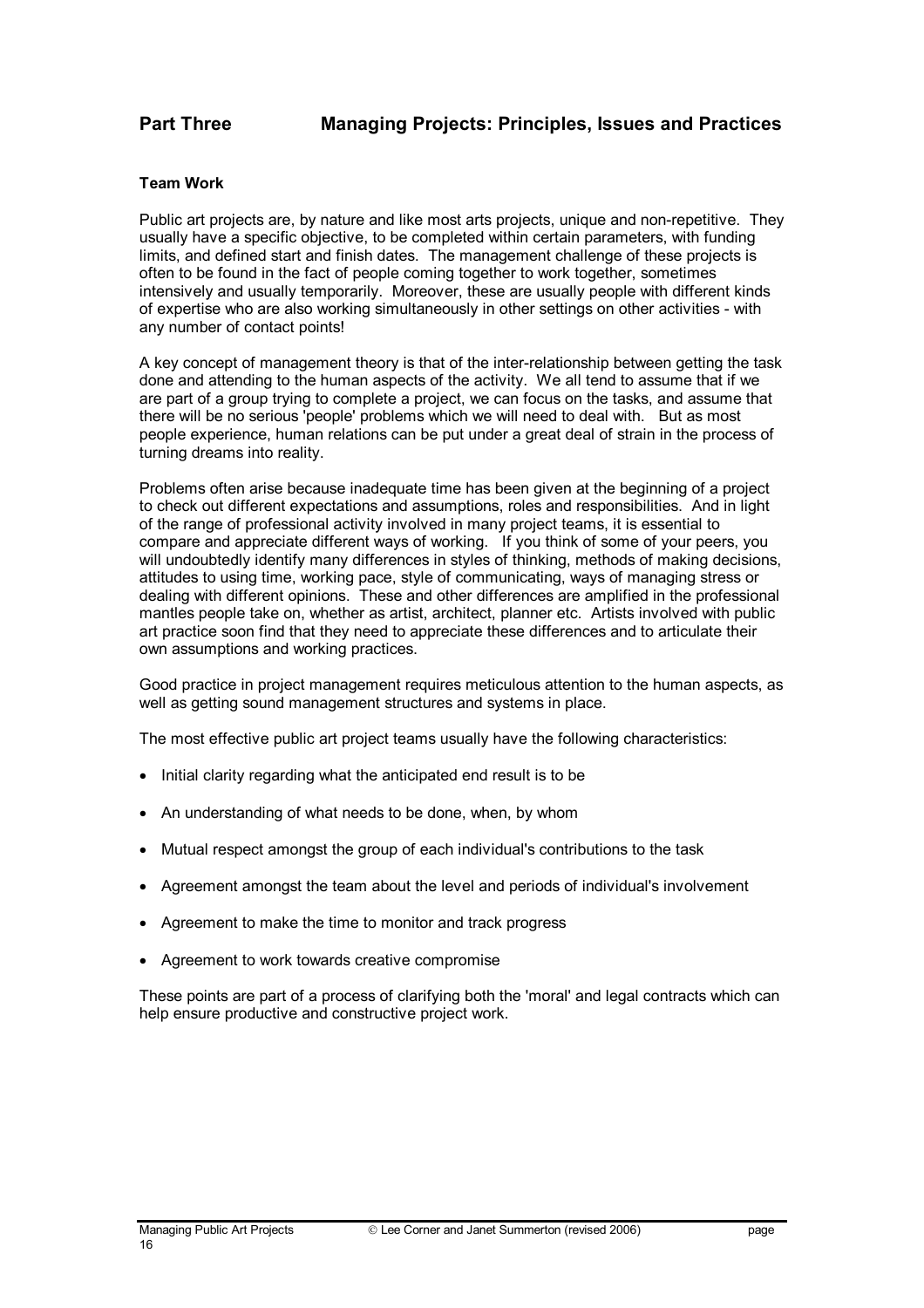## Part Three Managing Projects: Principles, Issues and Practices

### Team Work

Public art projects are, by nature and like most arts projects, unique and non-repetitive. They usually have a specific objective, to be completed within certain parameters, with funding limits, and defined start and finish dates. The management challenge of these projects is often to be found in the fact of people coming together to work together, sometimes intensively and usually temporarily. Moreover, these are usually people with different kinds of expertise who are also working simultaneously in other settings on other activities - with any number of contact points!

A key concept of management theory is that of the inter-relationship between getting the task done and attending to the human aspects of the activity. We all tend to assume that if we are part of a group trying to complete a project, we can focus on the tasks, and assume that there will be no serious 'people' problems which we will need to deal with. But as most people experience, human relations can be put under a great deal of strain in the process of turning dreams into reality.

Problems often arise because inadequate time has been given at the beginning of a project to check out different expectations and assumptions, roles and responsibilities. And in light of the range of professional activity involved in many project teams, it is essential to compare and appreciate different ways of working. If you think of some of your peers, you will undoubtedly identify many differences in styles of thinking, methods of making decisions, attitudes to using time, working pace, style of communicating, ways of managing stress or dealing with different opinions. These and other differences are amplified in the professional mantles people take on, whether as artist, architect, planner etc. Artists involved with public art practice soon find that they need to appreciate these differences and to articulate their own assumptions and working practices.

Good practice in project management requires meticulous attention to the human aspects, as well as getting sound management structures and systems in place.

The most effective public art project teams usually have the following characteristics:

- Initial clarity regarding what the anticipated end result is to be
- An understanding of what needs to be done, when, by whom
- Mutual respect amongst the group of each individual's contributions to the task
- Agreement amongst the team about the level and periods of individual's involvement
- Agreement to make the time to monitor and track progress
- Agreement to work towards creative compromise

These points are part of a process of clarifying both the 'moral' and legal contracts which can help ensure productive and constructive project work.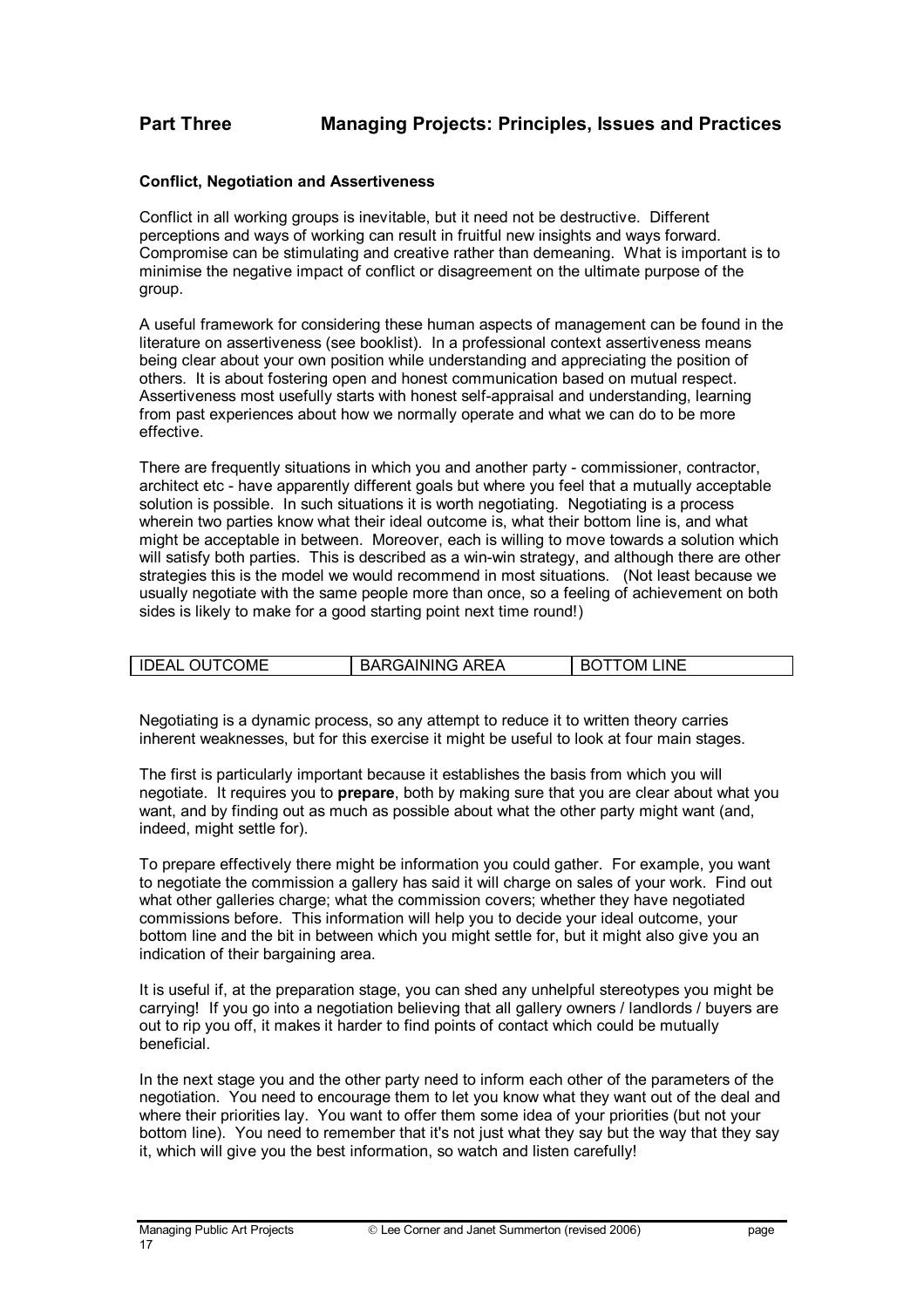## Part Three Managing Projects: Principles, Issues and Practices

### Conflict, Negotiation and Assertiveness

Conflict in all working groups is inevitable, but it need not be destructive. Different perceptions and ways of working can result in fruitful new insights and ways forward. Compromise can be stimulating and creative rather than demeaning. What is important is to minimise the negative impact of conflict or disagreement on the ultimate purpose of the group.

A useful framework for considering these human aspects of management can be found in the literature on assertiveness (see booklist). In a professional context assertiveness means being clear about your own position while understanding and appreciating the position of others. It is about fostering open and honest communication based on mutual respect. Assertiveness most usefully starts with honest self-appraisal and understanding, learning from past experiences about how we normally operate and what we can do to be more effective.

There are frequently situations in which you and another party - commissioner, contractor, architect etc - have apparently different goals but where you feel that a mutually acceptable solution is possible. In such situations it is worth negotiating. Negotiating is a process wherein two parties know what their ideal outcome is, what their bottom line is, and what might be acceptable in between. Moreover, each is willing to move towards a solution which will satisfy both parties. This is described as a win-win strategy, and although there are other strategies this is the model we would recommend in most situations. (Not least because we usually negotiate with the same people more than once, so a feeling of achievement on both sides is likely to make for a good starting point next time round!)

| IDEAL OUTCOME | BARGAINING AREA | BOTTOM LINE |
|---|---|---|

Negotiating is a dynamic process, so any attempt to reduce it to written theory carries inherent weaknesses, but for this exercise it might be useful to look at four main stages.

The first is particularly important because it establishes the basis from which you will negotiate. It requires you to **prepare**, both by making sure that you are clear about what you want, and by finding out as much as possible about what the other party might want (and, indeed, might settle for).

To prepare effectively there might be information you could gather. For example, you want to negotiate the commission a gallery has said it will charge on sales of your work. Find out what other galleries charge; what the commission covers; whether they have negotiated commissions before. This information will help you to decide your ideal outcome, your bottom line and the bit in between which you might settle for, but it might also give you an indication of their bargaining area.

It is useful if, at the preparation stage, you can shed any unhelpful stereotypes you might be carrying! If you go into a negotiation believing that all gallery owners / landlords / buyers are out to rip you off, it makes it harder to find points of contact which could be mutually beneficial.

In the next stage you and the other party need to inform each other of the parameters of the negotiation. You need to encourage them to let you know what they want out of the deal and where their priorities lay. You want to offer them some idea of your priorities (but not your bottom line). You need to remember that it's not just what they say but the way that they say it, which will give you the best information, so watch and listen carefully!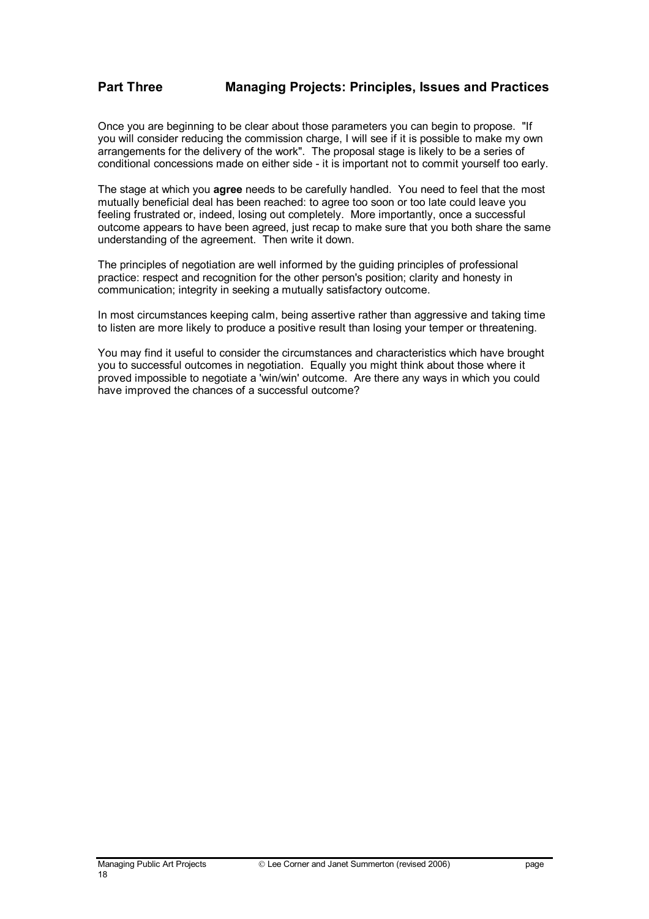Once you are beginning to be clear about those parameters you can begin to propose. "If you will consider reducing the commission charge, I will see if it is possible to make my own arrangements for the delivery of the work". The proposal stage is likely to be a series of conditional concessions made on either side - it is important not to commit yourself too early.

The stage at which you **agree** needs to be carefully handled. You need to feel that the most mutually beneficial deal has been reached: to agree too soon or too late could leave you feeling frustrated or, indeed, losing out completely. More importantly, once a successful outcome appears to have been agreed, just recap to make sure that you both share the same understanding of the agreement. Then write it down.

The principles of negotiation are well informed by the guiding principles of professional practice: respect and recognition for the other person's position; clarity and honesty in communication; integrity in seeking a mutually satisfactory outcome.

In most circumstances keeping calm, being assertive rather than aggressive and taking time to listen are more likely to produce a positive result than losing your temper or threatening.

You may find it useful to consider the circumstances and characteristics which have brought you to successful outcomes in negotiation. Equally you might think about those where it proved impossible to negotiate a 'win/win' outcome. Are there any ways in which you could have improved the chances of a successful outcome?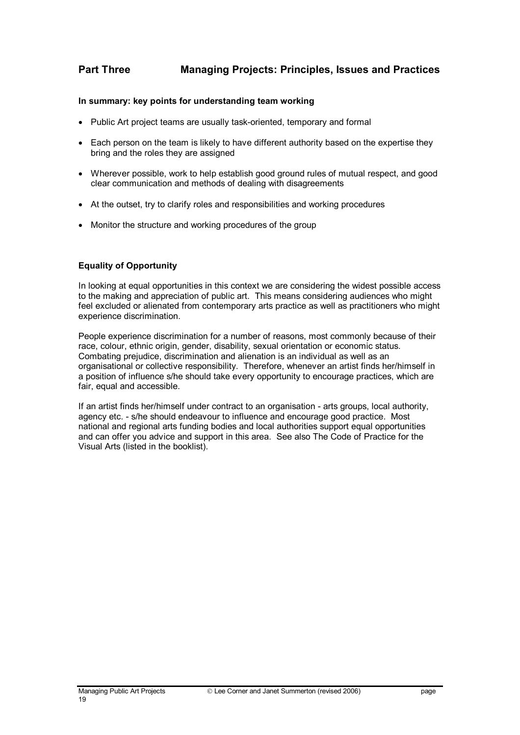## Part Three Managing Projects: Principles, Issues and Practices

**In summary: key points for understanding team working**

- Public Art project teams are usually task-oriented, temporary and formal
- Each person on the team is likely to have different authority based on the expertise they bring and the roles they are assigned
- Wherever possible, work to help establish good ground rules of mutual respect, and good clear communication and methods of dealing with disagreements
- At the outset, try to clarify roles and responsibilities and working procedures
- Monitor the structure and working procedures of the group

**Equality of Opportunity**

In looking at equal opportunities in this context we are considering the widest possible access to the making and appreciation of public art. This means considering audiences who might feel excluded or alienated from contemporary arts practice as well as practitioners who might experience discrimination.

People experience discrimination for a number of reasons, most commonly because of their race, colour, ethnic origin, gender, disability, sexual orientation or economic status. Combating prejudice, discrimination and alienation is an individual as well as an organisational or collective responsibility. Therefore, whenever an artist finds her/himself in a position of influence s/he should take every opportunity to encourage practices, which are fair, equal and accessible.

If an artist finds her/himself under contract to an organisation - arts groups, local authority, agency etc. - s/he should endeavour to influence and encourage good practice. Most national and regional arts funding bodies and local authorities support equal opportunities and can offer you advice and support in this area. See also The Code of Practice for the Visual Arts (listed in the booklist).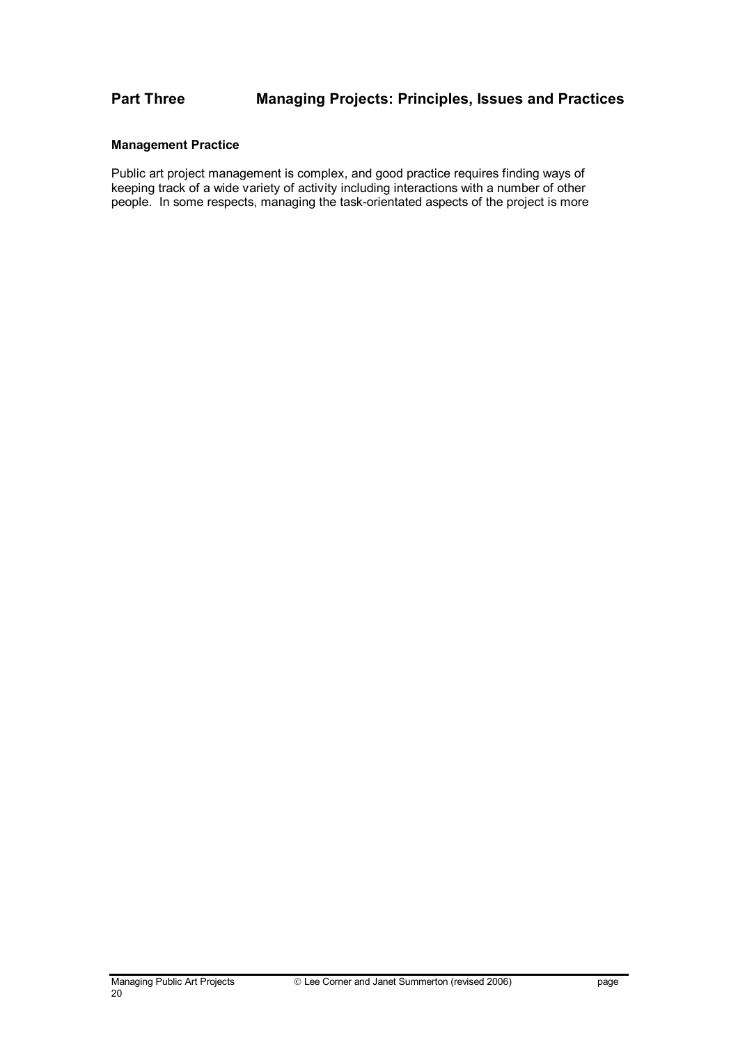## Part Three Managing Projects: Principles, Issues and Practices

### Management Practice

Public art project management is complex, and good practice requires finding ways of keeping track of a wide variety of activity including interactions with a number of other people. In some respects, managing the task-orientated aspects of the project is more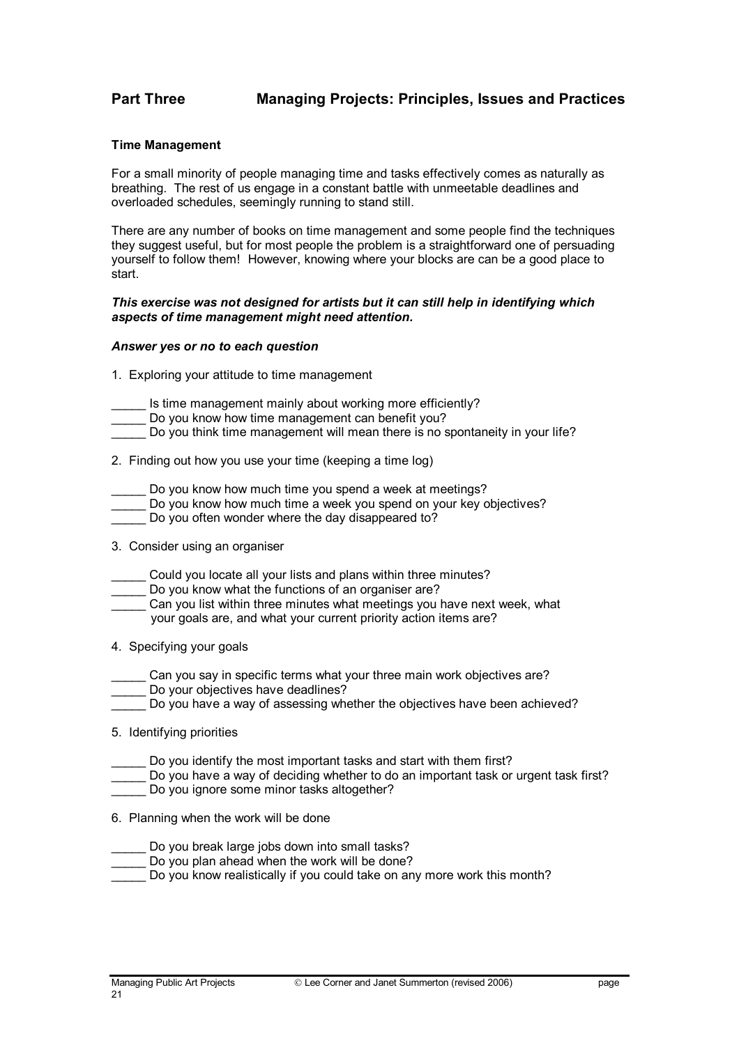## Part Three Managing Projects: Principles, Issues and Practices

### Time Management

For a small minority of people managing time and tasks effectively comes as naturally as breathing. The rest of us engage in a constant battle with unmeetable deadlines and overloaded schedules, seemingly running to stand still.

There are any number of books on time management and some people find the techniques they suggest useful, but for most people the problem is a straightforward one of persuading yourself to follow them! However, knowing where your blocks are can be a good place to start.

***This exercise was not designed for artists but it can still help in identifying which aspects of time management might need attention.***

***Answer yes or no to each question***

1. Exploring your attitude to time management

_____ Is time management mainly about working more efficiently?
_____ Do you know how time management can benefit you?
_____ Do you think time management will mean there is no spontaneity in your life?

2. Finding out how you use your time (keeping a time log)

_____ Do you know how much time you spend a week at meetings?
_____ Do you know how much time a week you spend on your key objectives?
_____ Do you often wonder where the day disappeared to?

3. Consider using an organiser

_____ Could you locate all your lists and plans within three minutes?
_____ Do you know what the functions of an organiser are?
_____ Can you list within three minutes what meetings you have next week, what your goals are, and what your current priority action items are?

4. Specifying your goals

_____ Can you say in specific terms what your three main work objectives are?
_____ Do your objectives have deadlines?
_____ Do you have a way of assessing whether the objectives have been achieved?

5. Identifying priorities

_____ Do you identify the most important tasks and start with them first?
_____ Do you have a way of deciding whether to do an important task or urgent task first?
_____ Do you ignore some minor tasks altogether?

6. Planning when the work will be done

_____ Do you break large jobs down into small tasks?
_____ Do you plan ahead when the work will be done?
_____ Do you know realistically if you could take on any more work this month?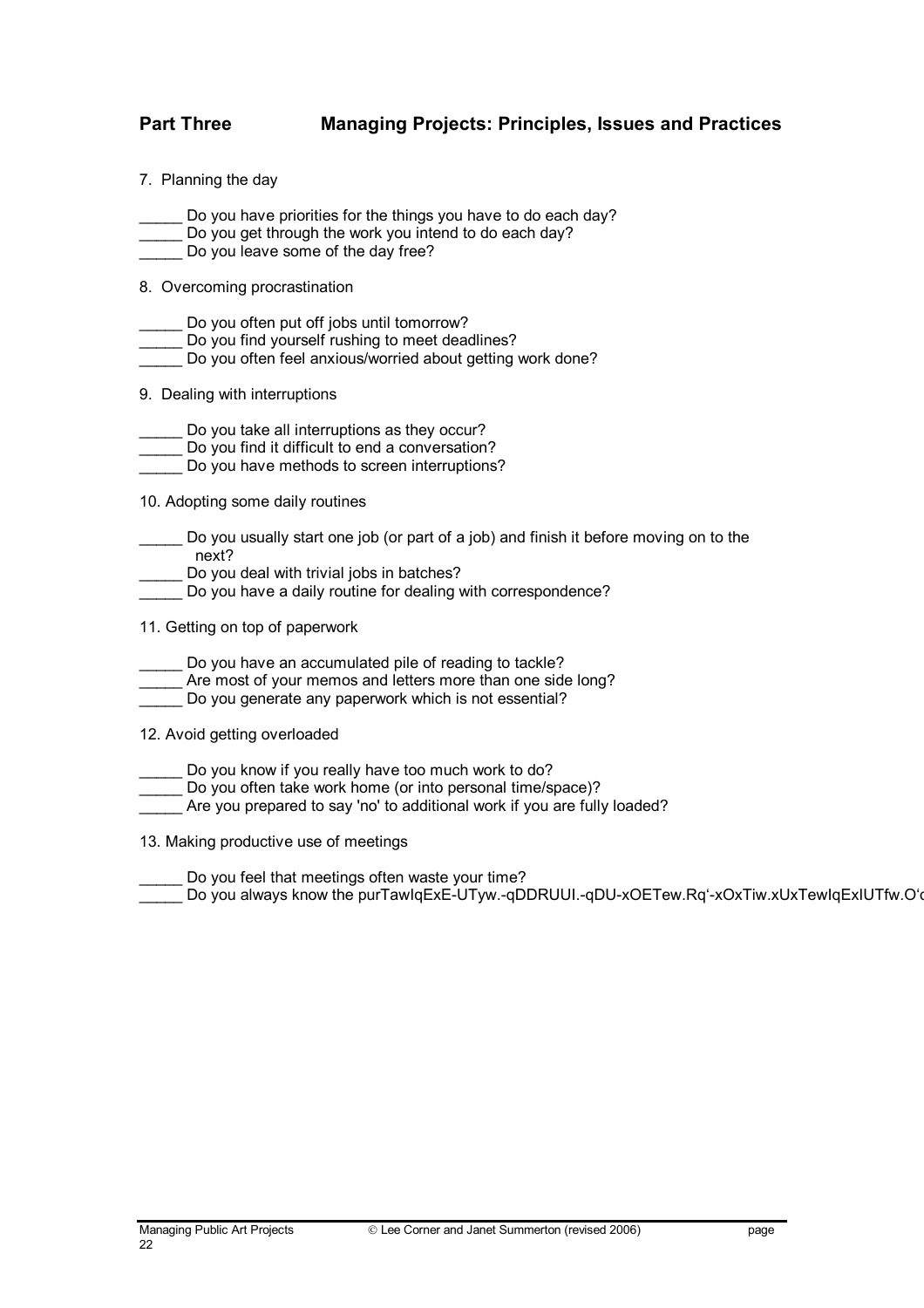## Part Three Managing Projects: Principles, Issues and Practices

7. Planning the day

_____ Do you have priorities for the things you have to do each day?
_____ Do you get through the work you intend to do each day?
_____ Do you leave some of the day free?

8. Overcoming procrastination

_____ Do you often put off jobs until tomorrow?
_____ Do you find yourself rushing to meet deadlines?
_____ Do you often feel anxious/worried about getting work done?

9. Dealing with interruptions

_____ Do you take all interruptions as they occur?
_____ Do you find it difficult to end a conversation?
_____ Do you have methods to screen interruptions?

10. Adopting some daily routines

_____ Do you usually start one job (or part of a job) and finish it before moving on to the next?
_____ Do you deal with trivial jobs in batches?
_____ Do you have a daily routine for dealing with correspondence?

11. Getting on top of paperwork

_____ Do you have an accumulated pile of reading to tackle?
_____ Are most of your memos and letters more than one side long?
_____ Do you generate any paperwork which is not essential?

12. Avoid getting overloaded

_____ Do you know if you really have too much work to do?
_____ Do you often take work home (or into personal time/space)?
_____ Are you prepared to say 'no' to additional work if you are fully loaded?

13. Making productive use of meetings

_____ Do you feel that meetings often waste your time?
_____ Do you always know the purTawlqExE-UTyw.-qDDRUUI.-qDU-xOETew.Rq'-xOxTiw.xUxTewlqExIUTfw.O'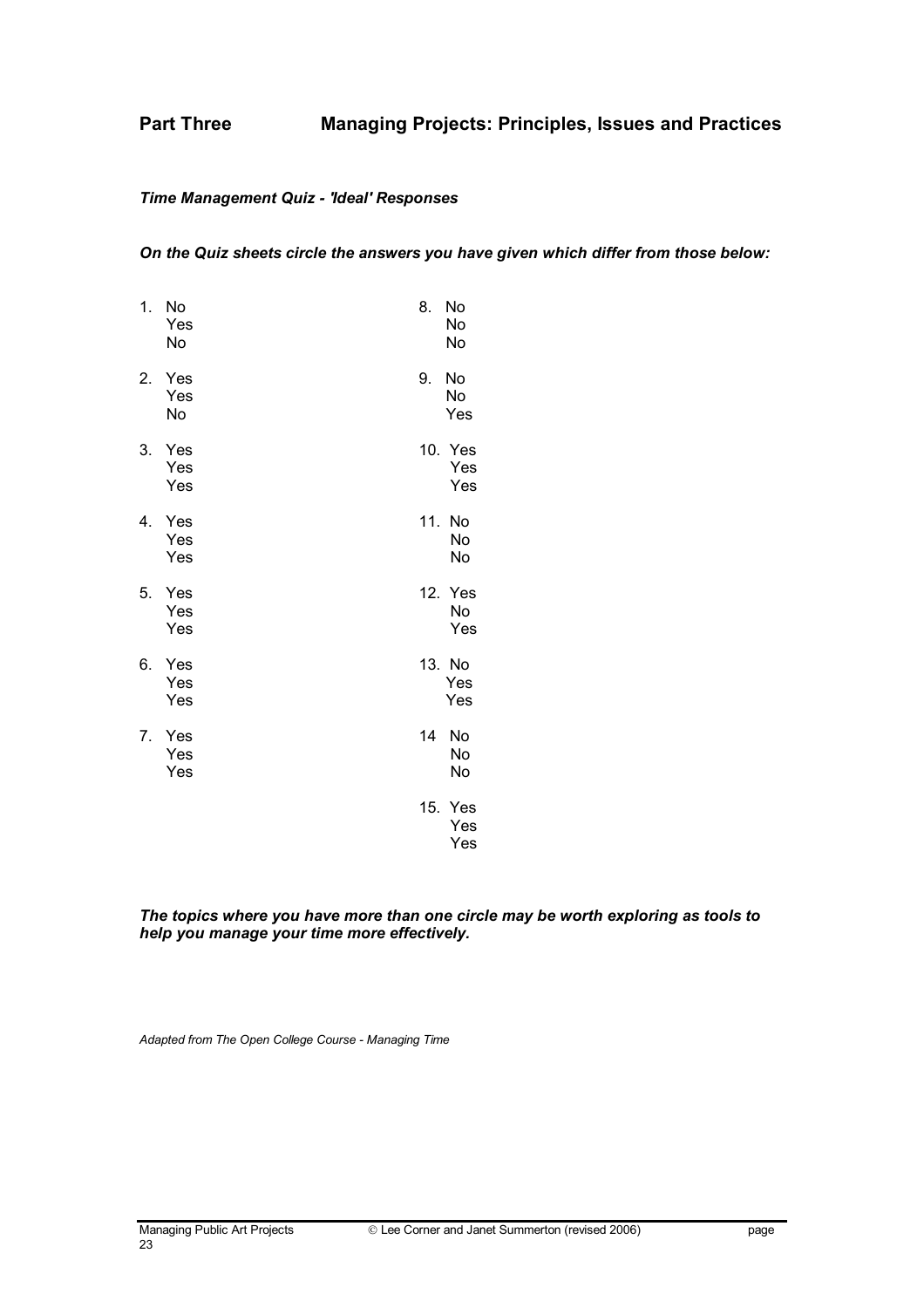## Part Three Managing Projects: Principles, Issues and Practices

***Time Management Quiz - 'Ideal' Responses***

***On the Quiz sheets circle the answers you have given which differ from those below:***

1. No
   Yes
   No

2. Yes
   Yes
   No

3. Yes
   Yes
   Yes

4. Yes
   Yes
   Yes

5. Yes
   Yes
   Yes

6. Yes
   Yes
   Yes

7. Yes
   Yes
   Yes

8. No
   No
   No

9. No
   No
   Yes

10. Yes
    Yes
    Yes

11. No
    No
    No

12. Yes
    No
    Yes

13. No
    Yes
    Yes

14. No
    No
    No

15. Yes
    Yes
    Yes

***The topics where you have more than one circle may be worth exploring as tools to help you manage your time more effectively.***

*Adapted from The Open College Course - Managing Time*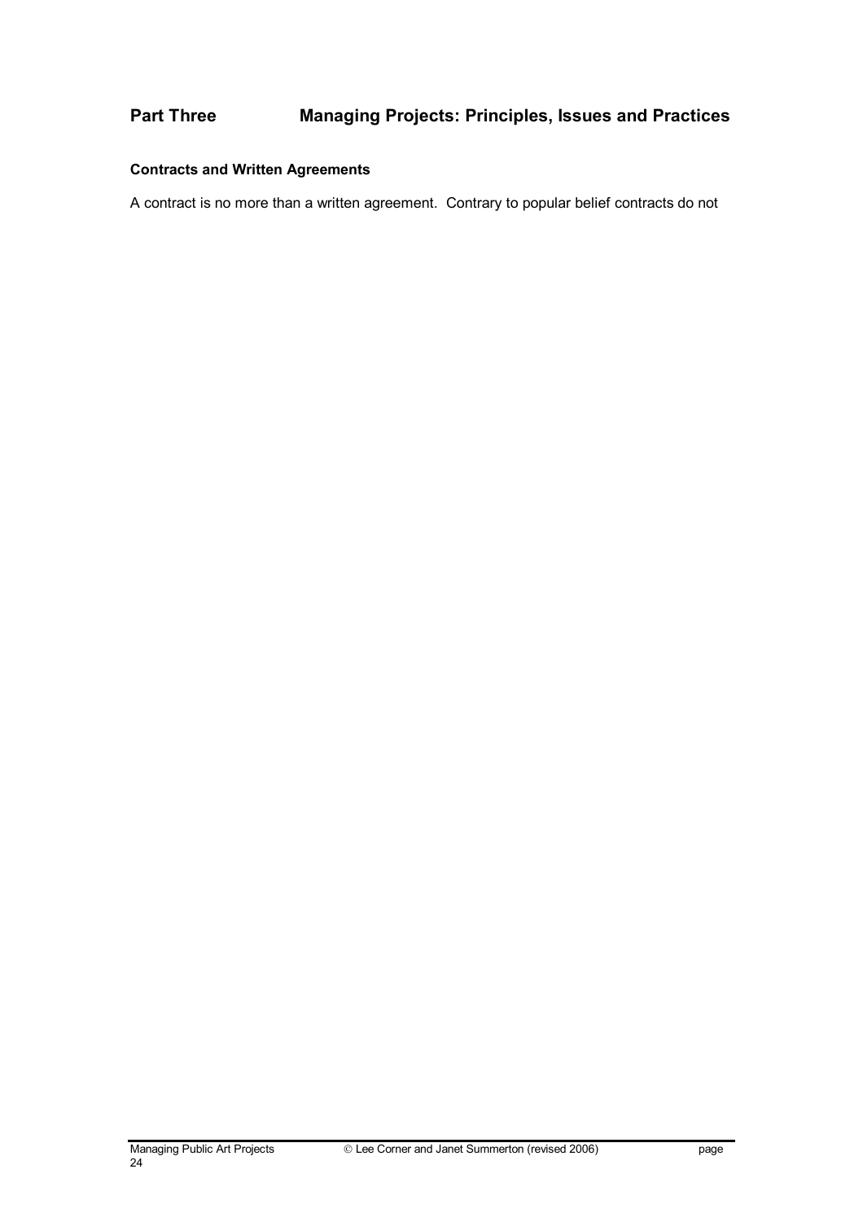## Part Three Managing Projects: Principles, Issues and Practices

### Contracts and Written Agreements

A contract is no more than a written agreement. Contrary to popular belief contracts do not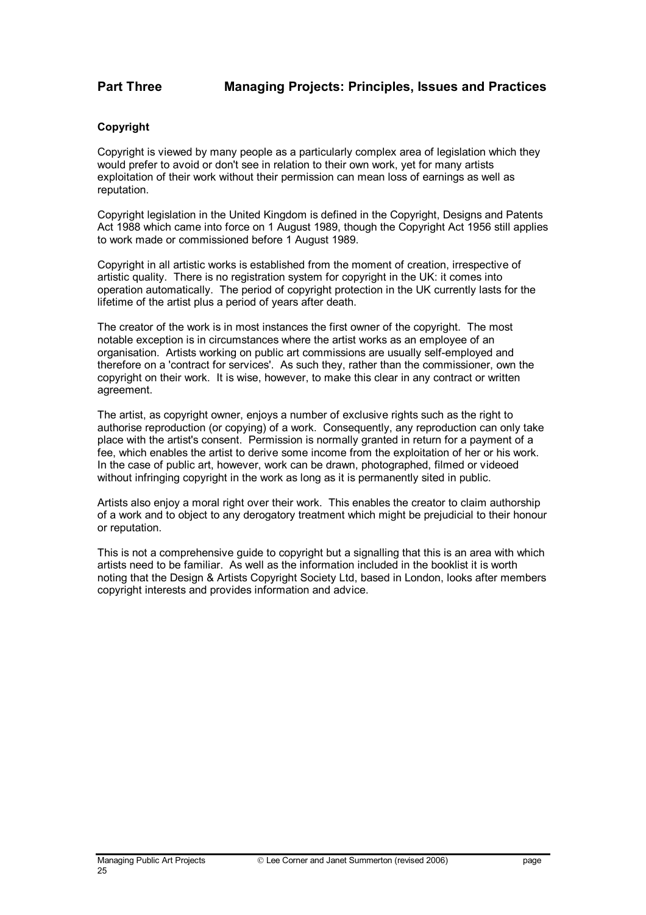## Part Three Managing Projects: Principles, Issues and Practices

### Copyright

Copyright is viewed by many people as a particularly complex area of legislation which they would prefer to avoid or don't see in relation to their own work, yet for many artists exploitation of their work without their permission can mean loss of earnings as well as reputation.

Copyright legislation in the United Kingdom is defined in the Copyright, Designs and Patents Act 1988 which came into force on 1 August 1989, though the Copyright Act 1956 still applies to work made or commissioned before 1 August 1989.

Copyright in all artistic works is established from the moment of creation, irrespective of artistic quality. There is no registration system for copyright in the UK: it comes into operation automatically. The period of copyright protection in the UK currently lasts for the lifetime of the artist plus a period of years after death.

The creator of the work is in most instances the first owner of the copyright. The most notable exception is in circumstances where the artist works as an employee of an organisation. Artists working on public art commissions are usually self-employed and therefore on a 'contract for services'. As such they, rather than the commissioner, own the copyright on their work. It is wise, however, to make this clear in any contract or written agreement.

The artist, as copyright owner, enjoys a number of exclusive rights such as the right to authorise reproduction (or copying) of a work. Consequently, any reproduction can only take place with the artist's consent. Permission is normally granted in return for a payment of a fee, which enables the artist to derive some income from the exploitation of her or his work. In the case of public art, however, work can be drawn, photographed, filmed or videoed without infringing copyright in the work as long as it is permanently sited in public.

Artists also enjoy a moral right over their work. This enables the creator to claim authorship of a work and to object to any derogatory treatment which might be prejudicial to their honour or reputation.

This is not a comprehensive guide to copyright but a signalling that this is an area with which artists need to be familiar. As well as the information included in the booklist it is worth noting that the Design & Artists Copyright Society Ltd, based in London, looks after members copyright interests and provides information and advice.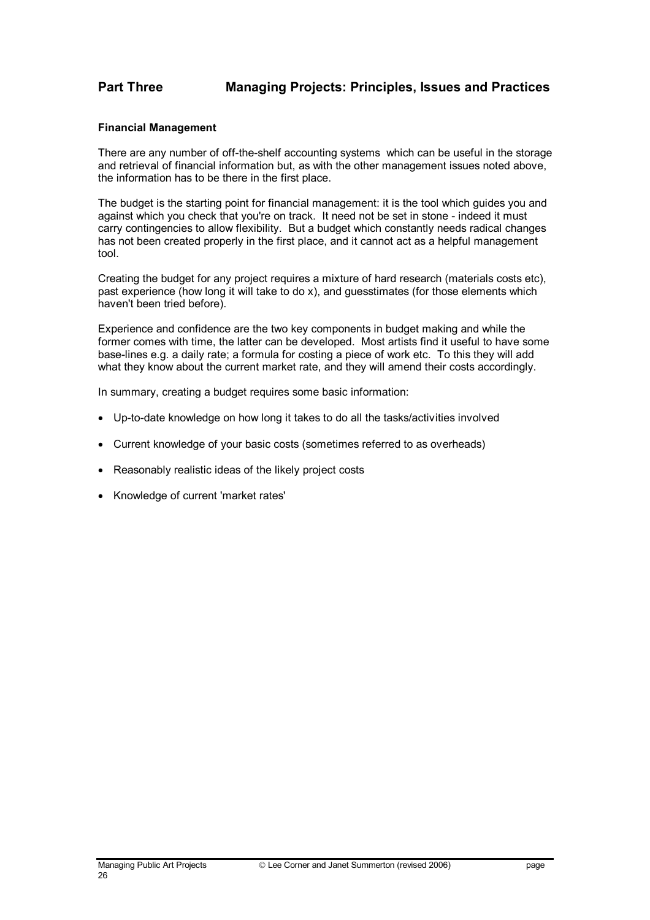## Part Three Managing Projects: Principles, Issues and Practices

### Financial Management

There are any number of off-the-shelf accounting systems which can be useful in the storage and retrieval of financial information but, as with the other management issues noted above, the information has to be there in the first place.

The budget is the starting point for financial management: it is the tool which guides you and against which you check that you're on track. It need not be set in stone - indeed it must carry contingencies to allow flexibility. But a budget which constantly needs radical changes has not been created properly in the first place, and it cannot act as a helpful management tool.

Creating the budget for any project requires a mixture of hard research (materials costs etc), past experience (how long it will take to do x), and guesstimates (for those elements which haven't been tried before).

Experience and confidence are the two key components in budget making and while the former comes with time, the latter can be developed. Most artists find it useful to have some base-lines e.g. a daily rate; a formula for costing a piece of work etc. To this they will add what they know about the current market rate, and they will amend their costs accordingly.

In summary, creating a budget requires some basic information:

- Up-to-date knowledge on how long it takes to do all the tasks/activities involved
- Current knowledge of your basic costs (sometimes referred to as overheads)
- Reasonably realistic ideas of the likely project costs
- Knowledge of current 'market rates'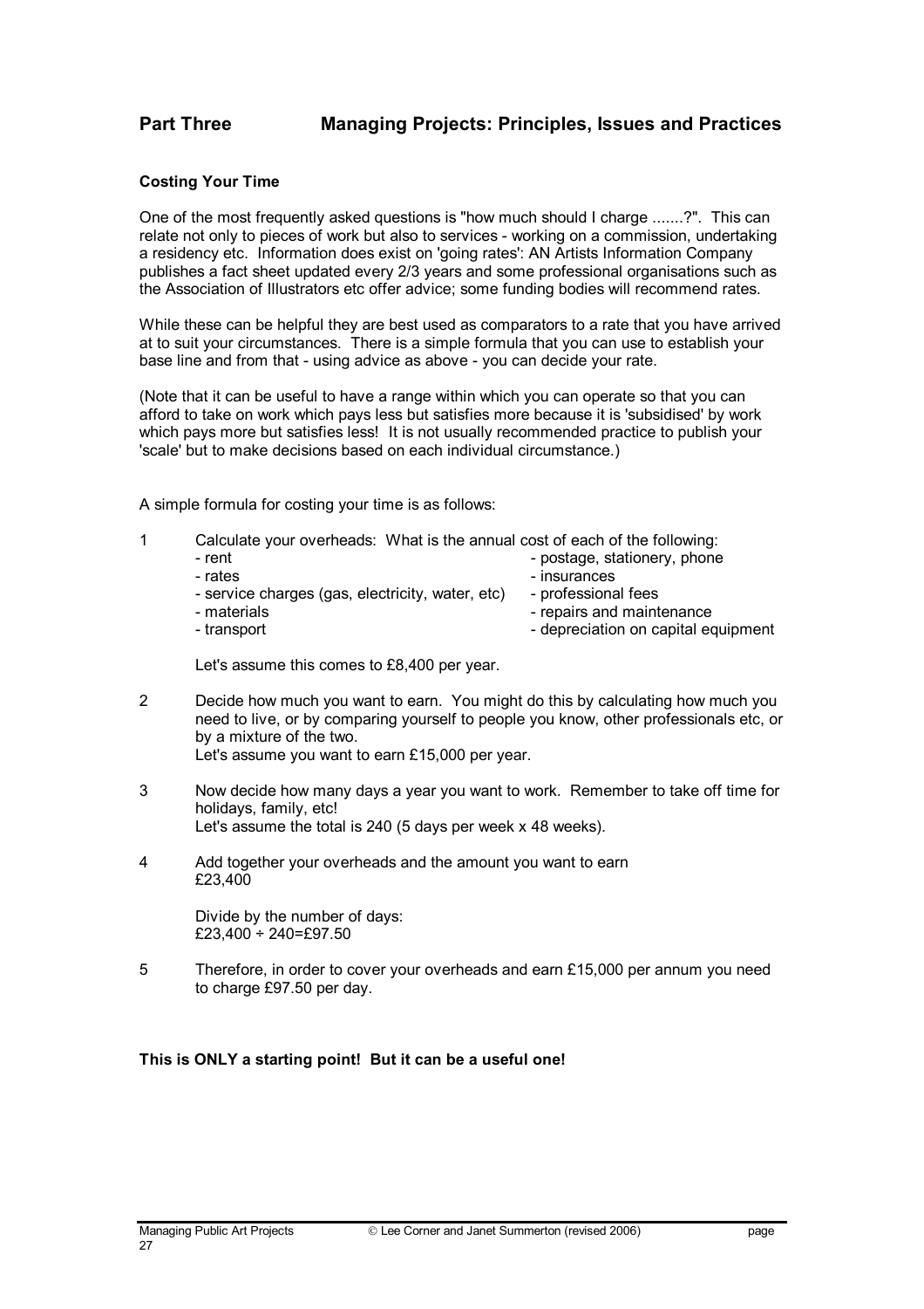## Part Three Managing Projects: Principles, Issues and Practices

**Costing Your Time**

One of the most frequently asked questions is "how much should I charge .......?". This can relate not only to pieces of work but also to services - working on a commission, undertaking a residency etc. Information does exist on 'going rates': AN Artists Information Company publishes a fact sheet updated every 2/3 years and some professional organisations such as the Association of Illustrators etc offer advice; some funding bodies will recommend rates.

While these can be helpful they are best used as comparators to a rate that you have arrived at to suit your circumstances. There is a simple formula that you can use to establish your base line and from that - using advice as above - you can decide your rate.

(Note that it can be useful to have a range within which you can operate so that you can afford to take on work which pays less but satisfies more because it is 'subsidised' by work which pays more but satisfies less! It is not usually recommended practice to publish your 'scale' but to make decisions based on each individual circumstance.)

A simple formula for costing your time is as follows:

1. Calculate your overheads: What is the annual cost of each of the following:
   - rent
   - rates
   - service charges (gas, electricity, water, etc)
   - materials
   - transport
   - postage, stationery, phone
   - insurances
   - professional fees
   - repairs and maintenance
   - depreciation on capital equipment

   Let's assume this comes to £8,400 per year.

2. Decide how much you want to earn. You might do this by calculating how much you need to live, or by comparing yourself to people you know, other professionals etc, or by a mixture of the two.
   Let's assume you want to earn £15,000 per year.

3. Now decide how many days a year you want to work. Remember to take off time for holidays, family, etc!
   Let's assume the total is 240 (5 days per week x 48 weeks).

4. Add together your overheads and the amount you want to earn
   £23,400

   Divide by the number of days:
   £23,400 ÷ 240=£97.50

5. Therefore, in order to cover your overheads and earn £15,000 per annum you need to charge £97.50 per day.

**This is ONLY a starting point! But it can be a useful one!**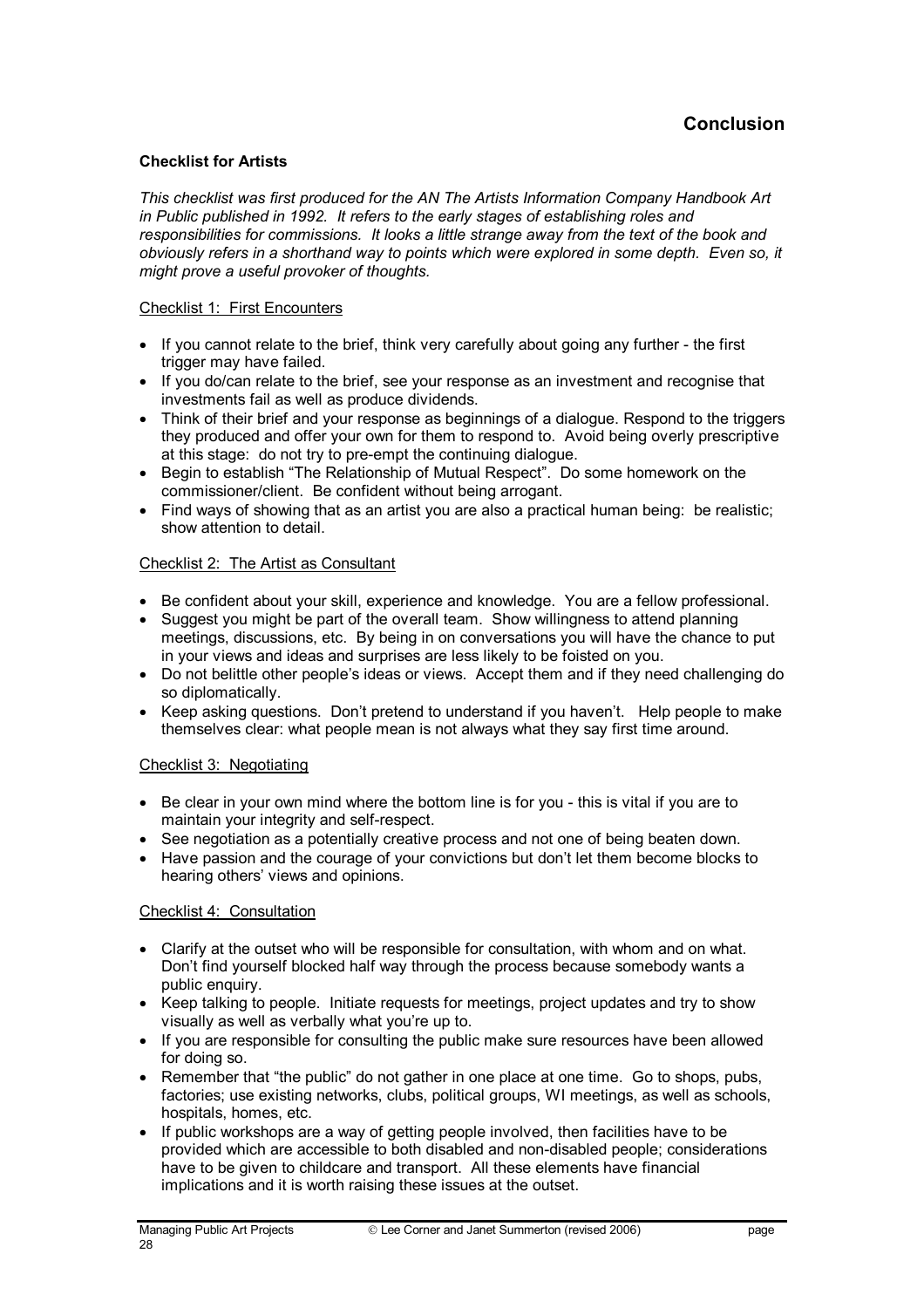## Conclusion

**Checklist for Artists**

*This checklist was first produced for the AN The Artists Information Company Handbook Art in Public published in 1992. It refers to the early stages of establishing roles and responsibilities for commissions. It looks a little strange away from the text of the book and obviously refers in a shorthand way to points which were explored in some depth. Even so, it might prove a useful provoker of thoughts.*

### Checklist 1: First Encounters

- If you cannot relate to the brief, think very carefully about going any further - the first trigger may have failed.
- If you do/can relate to the brief, see your response as an investment and recognise that investments fail as well as produce dividends.
- Think of their brief and your response as beginnings of a dialogue. Respond to the triggers they produced and offer your own for them to respond to. Avoid being overly prescriptive at this stage: do not try to pre-empt the continuing dialogue.
- Begin to establish "The Relationship of Mutual Respect". Do some homework on the commissioner/client. Be confident without being arrogant.
- Find ways of showing that as an artist you are also a practical human being: be realistic; show attention to detail.

### Checklist 2: The Artist as Consultant

- Be confident about your skill, experience and knowledge. You are a fellow professional.
- Suggest you might be part of the overall team. Show willingness to attend planning meetings, discussions, etc. By being in on conversations you will have the chance to put in your views and ideas and surprises are less likely to be foisted on you.
- Do not belittle other people's ideas or views. Accept them and if they need challenging do so diplomatically.
- Keep asking questions. Don't pretend to understand if you haven't. Help people to make themselves clear: what people mean is not always what they say first time around.

### Checklist 3: Negotiating

- Be clear in your own mind where the bottom line is for you - this is vital if you are to maintain your integrity and self-respect.
- See negotiation as a potentially creative process and not one of being beaten down.
- Have passion and the courage of your convictions but don't let them become blocks to hearing others' views and opinions.

### Checklist 4: Consultation

- Clarify at the outset who will be responsible for consultation, with whom and on what. Don't find yourself blocked half way through the process because somebody wants a public enquiry.
- Keep talking to people. Initiate requests for meetings, project updates and try to show visually as well as verbally what you're up to.
- If you are responsible for consulting the public make sure resources have been allowed for doing so.
- Remember that "the public" do not gather in one place at one time. Go to shops, pubs, factories; use existing networks, clubs, political groups, WI meetings, as well as schools, hospitals, homes, etc.
- If public workshops are a way of getting people involved, then facilities have to be provided which are accessible to both disabled and non-disabled people; considerations have to be given to childcare and transport. All these elements have financial implications and it is worth raising these issues at the outset.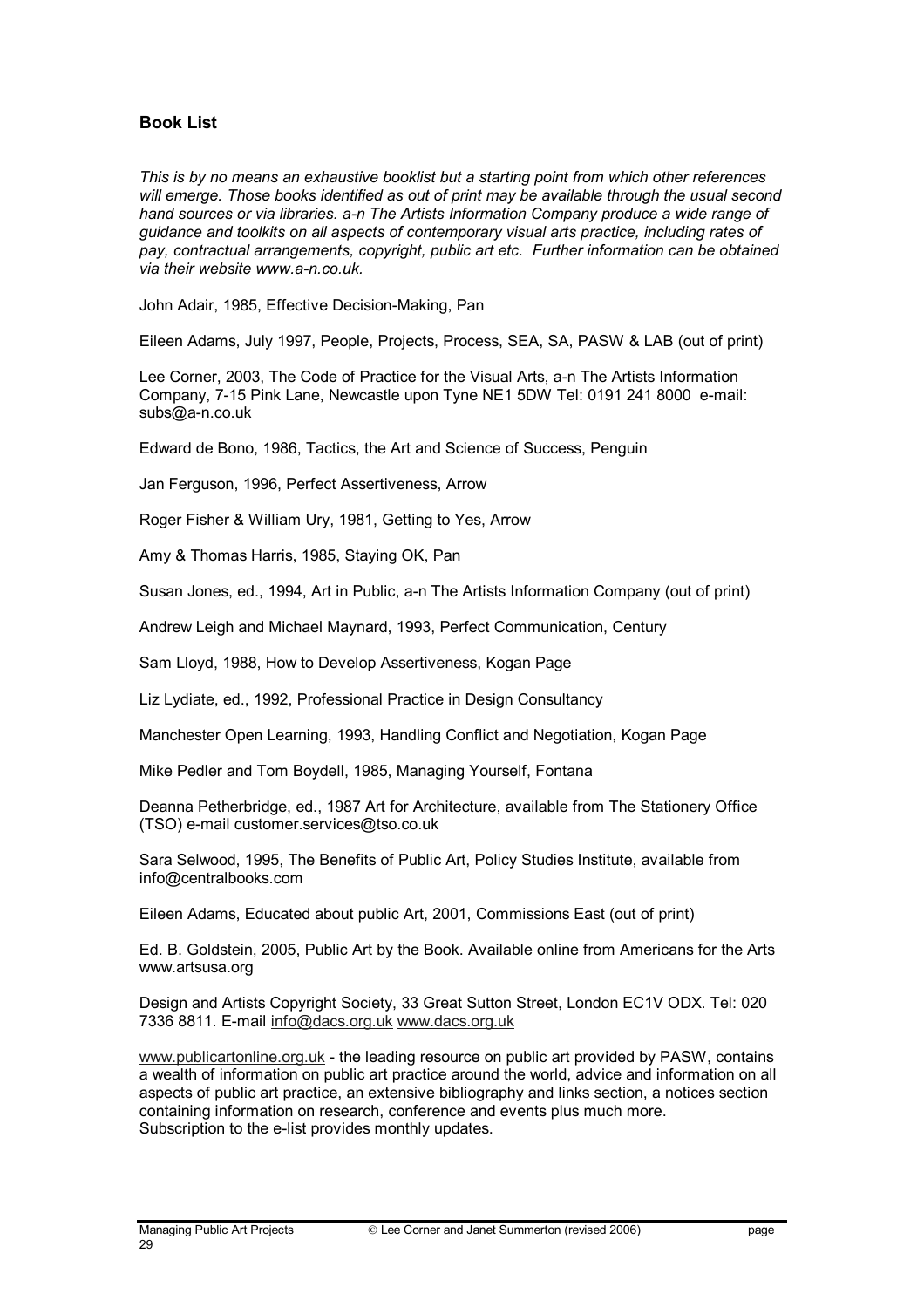### Book List

*This is by no means an exhaustive booklist but a starting point from which other references will emerge. Those books identified as out of print may be available through the usual second hand sources or via libraries. a-n The Artists Information Company produce a wide range of guidance and toolkits on all aspects of contemporary visual arts practice, including rates of pay, contractual arrangements, copyright, public art etc. Further information can be obtained via their website www.a-n.co.uk.*

John Adair, 1985, Effective Decision-Making, Pan

Eileen Adams, July 1997, People, Projects, Process, SEA, SA, PASW & LAB (out of print)

Lee Corner, 2003, The Code of Practice for the Visual Arts, a-n The Artists Information Company, 7-15 Pink Lane, Newcastle upon Tyne NE1 5DW Tel: 0191 241 8000 e-mail: subs@a-n.co.uk

Edward de Bono, 1986, Tactics, the Art and Science of Success, Penguin

Jan Ferguson, 1996, Perfect Assertiveness, Arrow

Roger Fisher & William Ury, 1981, Getting to Yes, Arrow

Amy & Thomas Harris, 1985, Staying OK, Pan

Susan Jones, ed., 1994, Art in Public, a-n The Artists Information Company (out of print)

Andrew Leigh and Michael Maynard, 1993, Perfect Communication, Century

Sam Lloyd, 1988, How to Develop Assertiveness, Kogan Page

Liz Lydiate, ed., 1992, Professional Practice in Design Consultancy

Manchester Open Learning, 1993, Handling Conflict and Negotiation, Kogan Page

Mike Pedler and Tom Boydell, 1985, Managing Yourself, Fontana

Deanna Petherbridge, ed., 1987 Art for Architecture, available from The Stationery Office (TSO) e-mail customer.services@tso.co.uk

Sara Selwood, 1995, The Benefits of Public Art, Policy Studies Institute, available from info@centralbooks.com

Eileen Adams, Educated about public Art, 2001, Commissions East (out of print)

Ed. B. Goldstein, 2005, Public Art by the Book. Available online from Americans for the Arts www.artsusa.org

Design and Artists Copyright Society, 33 Great Sutton Street, London EC1V ODX. Tel: 020 7336 8811. E-mail info@dacs.org.uk www.dacs.org.uk

www.publicartonline.org.uk - the leading resource on public art provided by PASW, contains a wealth of information on public art practice around the world, advice and information on all aspects of public art practice, an extensive bibliography and links section, a notices section containing information on research, conference and events plus much more. Subscription to the e-list provides monthly updates.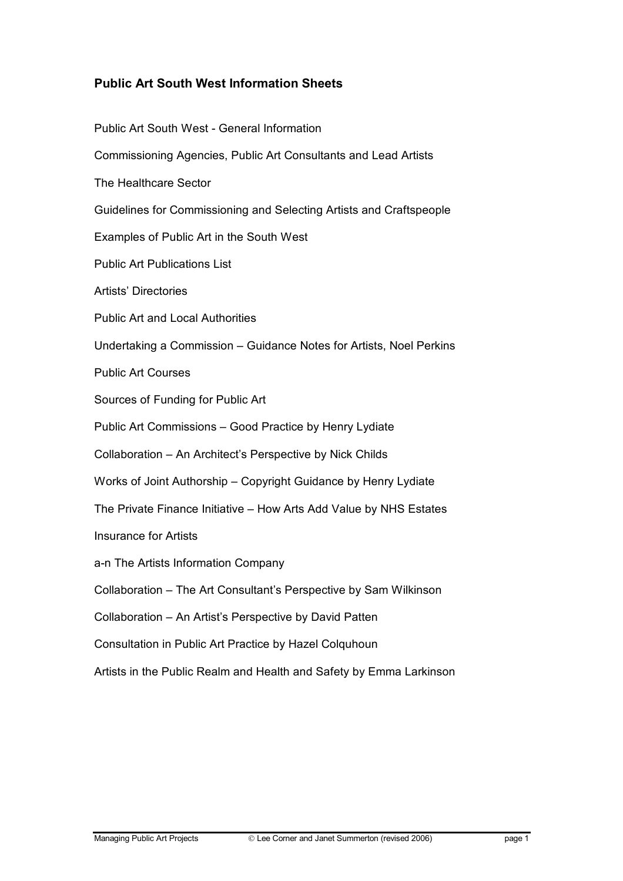### Public Art South West Information Sheets

Public Art South West - General Information

Commissioning Agencies, Public Art Consultants and Lead Artists

The Healthcare Sector

Guidelines for Commissioning and Selecting Artists and Craftspeople

Examples of Public Art in the South West

Public Art Publications List

Artists' Directories

Public Art and Local Authorities

Undertaking a Commission – Guidance Notes for Artists, Noel Perkins

Public Art Courses

Sources of Funding for Public Art

Public Art Commissions – Good Practice by Henry Lydiate

Collaboration – An Architect's Perspective by Nick Childs

Works of Joint Authorship – Copyright Guidance by Henry Lydiate

The Private Finance Initiative – How Arts Add Value by NHS Estates

Insurance for Artists

a-n The Artists Information Company

Collaboration – The Art Consultant's Perspective by Sam Wilkinson

Collaboration – An Artist's Perspective by David Patten

Consultation in Public Art Practice by Hazel Colquhoun

Artists in the Public Realm and Health and Safety by Emma Larkinson